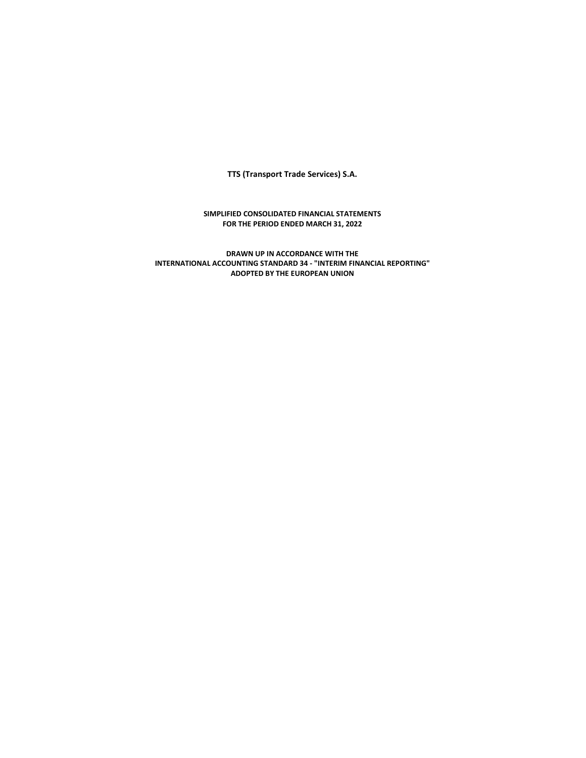**TTS (Transport Trade Services) S.A.**

**SIMPLIFIED CONSOLIDATED FINANCIAL STATEMENTS**
**FOR THE PERIOD ENDED MARCH 31, 2022**

**DRAWN UP IN ACCORDANCE WITH THE**
**INTERNATIONAL ACCOUNTING STANDARD 34 - "INTERIM FINANCIAL REPORTING"**
**ADOPTED BY THE EUROPEAN UNION**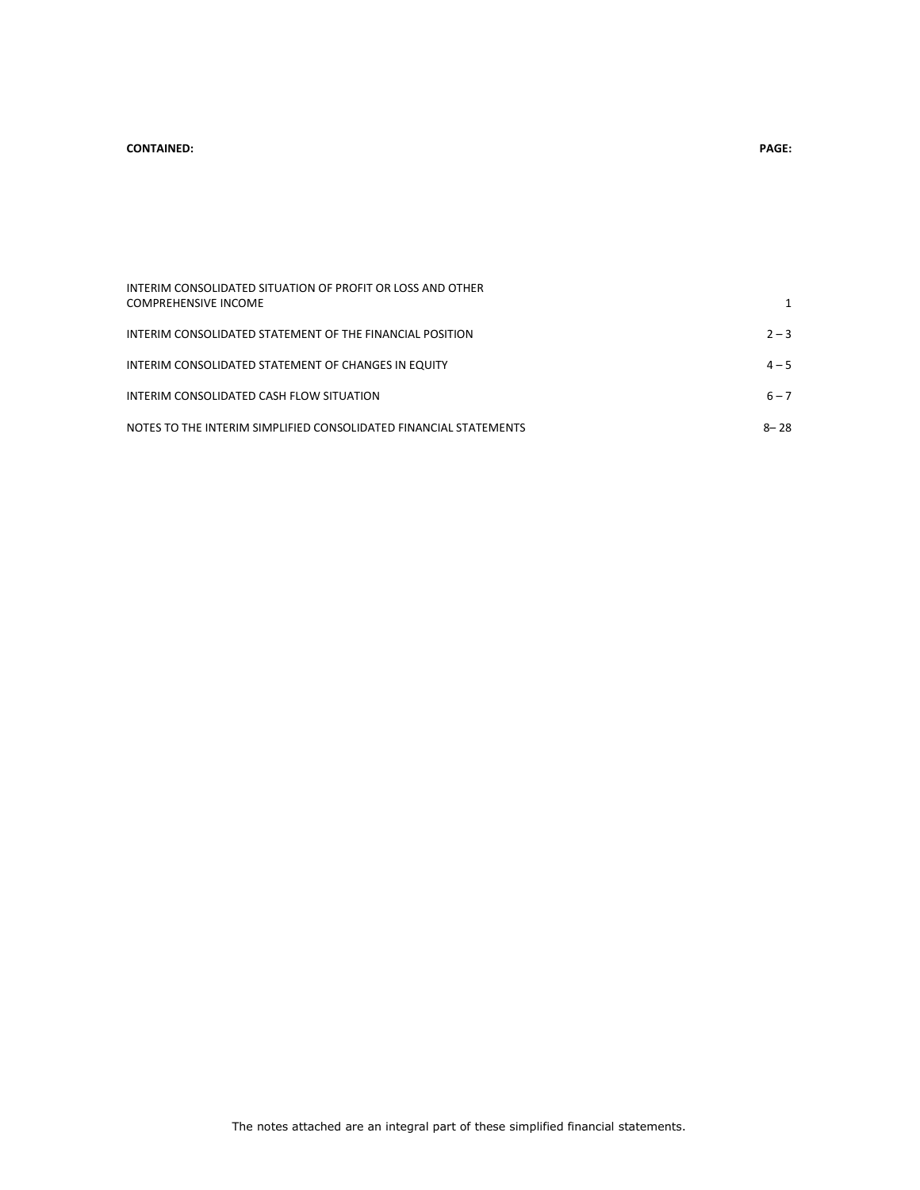| CONTAINED: | PAGE: |
|---|---|
| INTERIM CONSOLIDATED SITUATION OF PROFIT OR LOSS AND OTHER COMPREHENSIVE INCOME | 1 |
| INTERIM CONSOLIDATED STATEMENT OF THE FINANCIAL POSITION | 2 – 3 |
| INTERIM CONSOLIDATED STATEMENT OF CHANGES IN EQUITY | 4 – 5 |
| INTERIM CONSOLIDATED CASH FLOW SITUATION | 6 – 7 |
| NOTES TO THE INTERIM SIMPLIFIED CONSOLIDATED FINANCIAL STATEMENTS | 8– 28 |

The notes attached are an integral part of these simplified financial statements.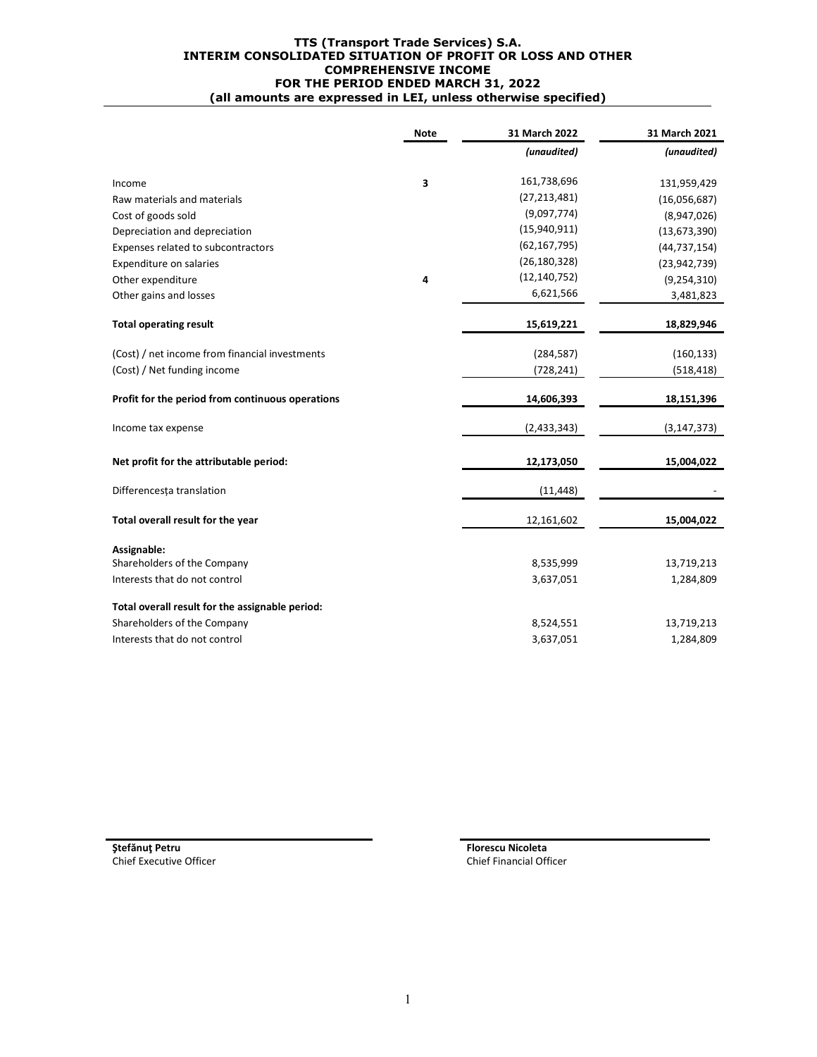# TTS (Transport Trade Services) S.A.
## INTERIM CONSOLIDATED SITUATION OF PROFIT OR LOSS AND OTHER COMPREHENSIVE INCOME
## FOR THE PERIOD ENDED MARCH 31, 2022
### (all amounts are expressed in LEI, unless otherwise specified)

| | Note | 31 March 2022 | 31 March 2021 |
|---|---|---|---|
| | | *(unaudited)* | *(unaudited)* |
| Income | 3 | 161,738,696 | 131,959,429 |
| Raw materials and materials | | (27,213,481) | (16,056,687) |
| Cost of goods sold | | (9,097,774) | (8,947,026) |
| Depreciation and depreciation | | (15,940,911) | (13,673,390) |
| Expenses related to subcontractors | | (62,167,795) | (44,737,154) |
| Expenditure on salaries | | (26,180,328) | (23,942,739) |
| Other expenditure | 4 | (12,140,752) | (9,254,310) |
| Other gains and losses | | 6,621,566 | 3,481,823 |
| **Total operating result** | | **15,619,221** | **18,829,946** |
| (Cost) / net income from financial investments | | (284,587) | (160,133) |
| (Cost) / Net funding income | | (728,241) | (518,418) |
| **Profit for the period from continuous operations** | | **14,606,393** | **18,151,396** |
| Income tax expense | | (2,433,343) | (3,147,373) |
| **Net profit for the attributable period:** | | **12,173,050** | **15,004,022** |
| Differencesța translation | | (11,448) | - |
| **Total overall result for the year** | | 12,161,602 | **15,004,022** |
| **Assignable:** | | | |
| Shareholders of the Company | | 8,535,999 | 13,719,213 |
| Interests that do not control | | 3,637,051 | 1,284,809 |
| **Total overall result for the assignable period:** | | | |
| Shareholders of the Company | | 8,524,551 | 13,719,213 |
| Interests that do not control | | 3,637,051 | 1,284,809 |

**Ştefănuţ Petru**
Chief Executive Officer

**Florescu Nicoleta**
Chief Financial Officer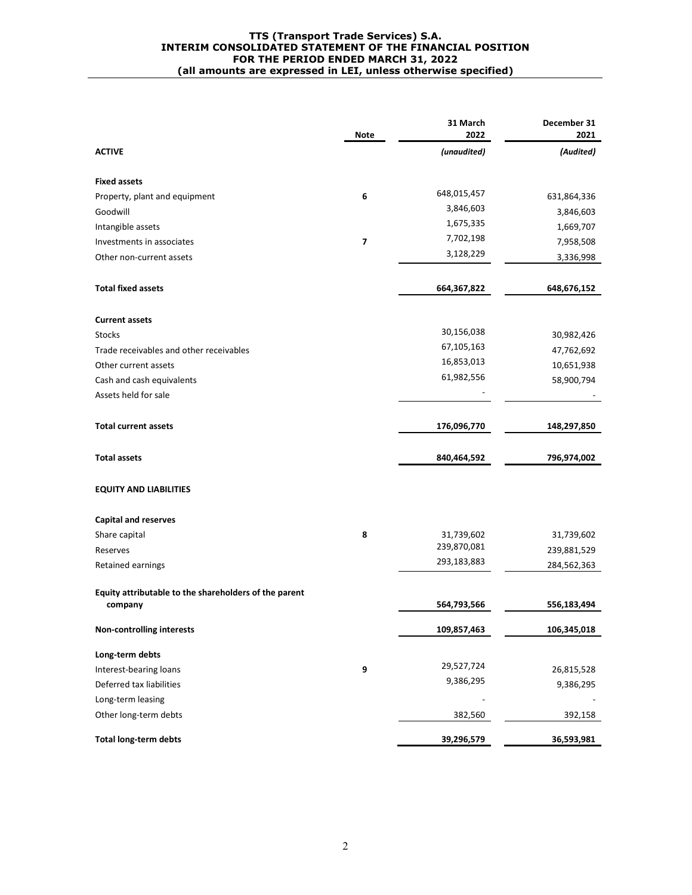**TTS (Transport Trade Services) S.A.**
**INTERIM CONSOLIDATED STATEMENT OF THE FINANCIAL POSITION**
**FOR THE PERIOD ENDED MARCH 31, 2022**
**(all amounts are expressed in LEI, unless otherwise specified)**

| | Note | 31 March 2022 | December 31 2021 |
|---|---|---|---|
| **ACTIVE** | | *(unaudited)* | *(Audited)* |
| **Fixed assets** | | | |
| Property, plant and equipment | 6 | 648,015,457 | 631,864,336 |
| Goodwill | | 3,846,603 | 3,846,603 |
| Intangible assets | | 1,675,335 | 1,669,707 |
| Investments in associates | 7 | 7,702,198 | 7,958,508 |
| Other non-current assets | | 3,128,229 | 3,336,998 |
| **Total fixed assets** | | **664,367,822** | **648,676,152** |
| **Current assets** | | | |
| Stocks | | 30,156,038 | 30,982,426 |
| Trade receivables and other receivables | | 67,105,163 | 47,762,692 |
| Other current assets | | 16,853,013 | 10,651,938 |
| Cash and cash equivalents | | 61,982,556 | 58,900,794 |
| Assets held for sale | | - | - |
| **Total current assets** | | **176,096,770** | **148,297,850** |
| **Total assets** | | **840,464,592** | **796,974,002** |
| **EQUITY AND LIABILITIES** | | | |
| **Capital and reserves** | | | |
| Share capital | 8 | 31,739,602 | 31,739,602 |
| Reserves | | 239,870,081 | 239,881,529 |
| Retained earnings | | 293,183,883 | 284,562,363 |
| **Equity attributable to the shareholders of the parent company** | | **564,793,566** | **556,183,494** |
| **Non-controlling interests** | | **109,857,463** | **106,345,018** |
| **Long-term debts** | | | |
| Interest-bearing loans | 9 | 29,527,724 | 26,815,528 |
| Deferred tax liabilities | | 9,386,295 | 9,386,295 |
| Long-term leasing | | - | - |
| Other long-term debts | | 382,560 | 392,158 |
| **Total long-term debts** | | **39,296,579** | **36,593,981** |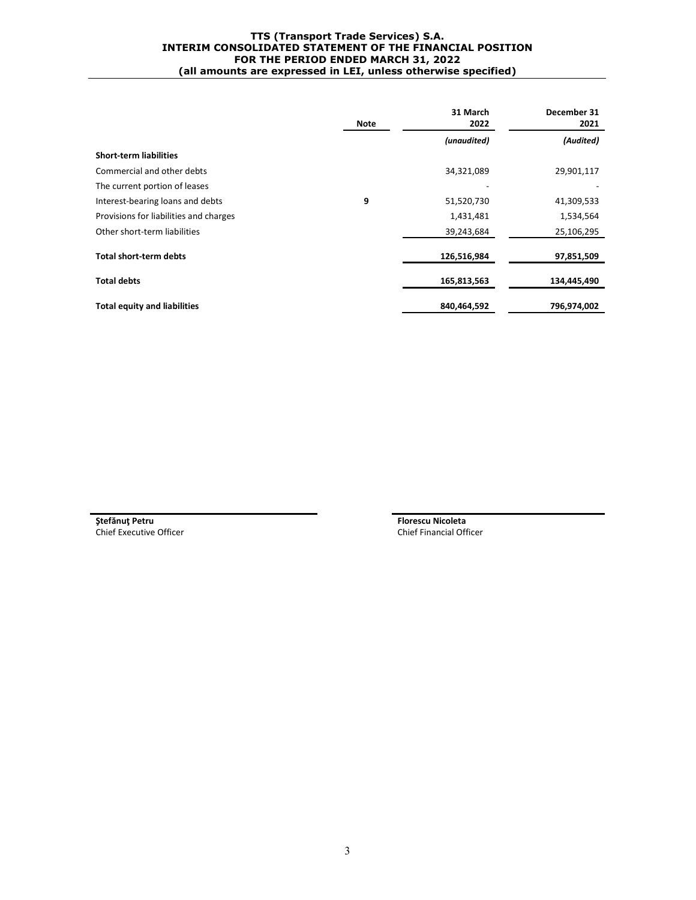# TTS (Transport Trade Services) S.A.
## INTERIM CONSOLIDATED STATEMENT OF THE FINANCIAL POSITION
## FOR THE PERIOD ENDED MARCH 31, 2022
### (all amounts are expressed in LEI, unless otherwise specified)

| | Note | 31 March 2022 | December 31 2021 |
|---|---|---|---|
| | | *(unaudited)* | *(Audited)* |
| **Short-term liabilities** | | | |
| Commercial and other debts | | 34,321,089 | 29,901,117 |
| The current portion of leases | | - | - |
| Interest-bearing loans and debts | 9 | 51,520,730 | 41,309,533 |
| Provisions for liabilities and charges | | 1,431,481 | 1,534,564 |
| Other short-term liabilities | | 39,243,684 | 25,106,295 |
| **Total short-term debts** | | **126,516,984** | **97,851,509** |
| **Total debts** | | **165,813,563** | **134,445,490** |
| **Total equity and liabilities** | | **840,464,592** | **796,974,002** |

**Ştefănuţ Petru**
Chief Executive Officer

**Florescu Nicoleta**
Chief Financial Officer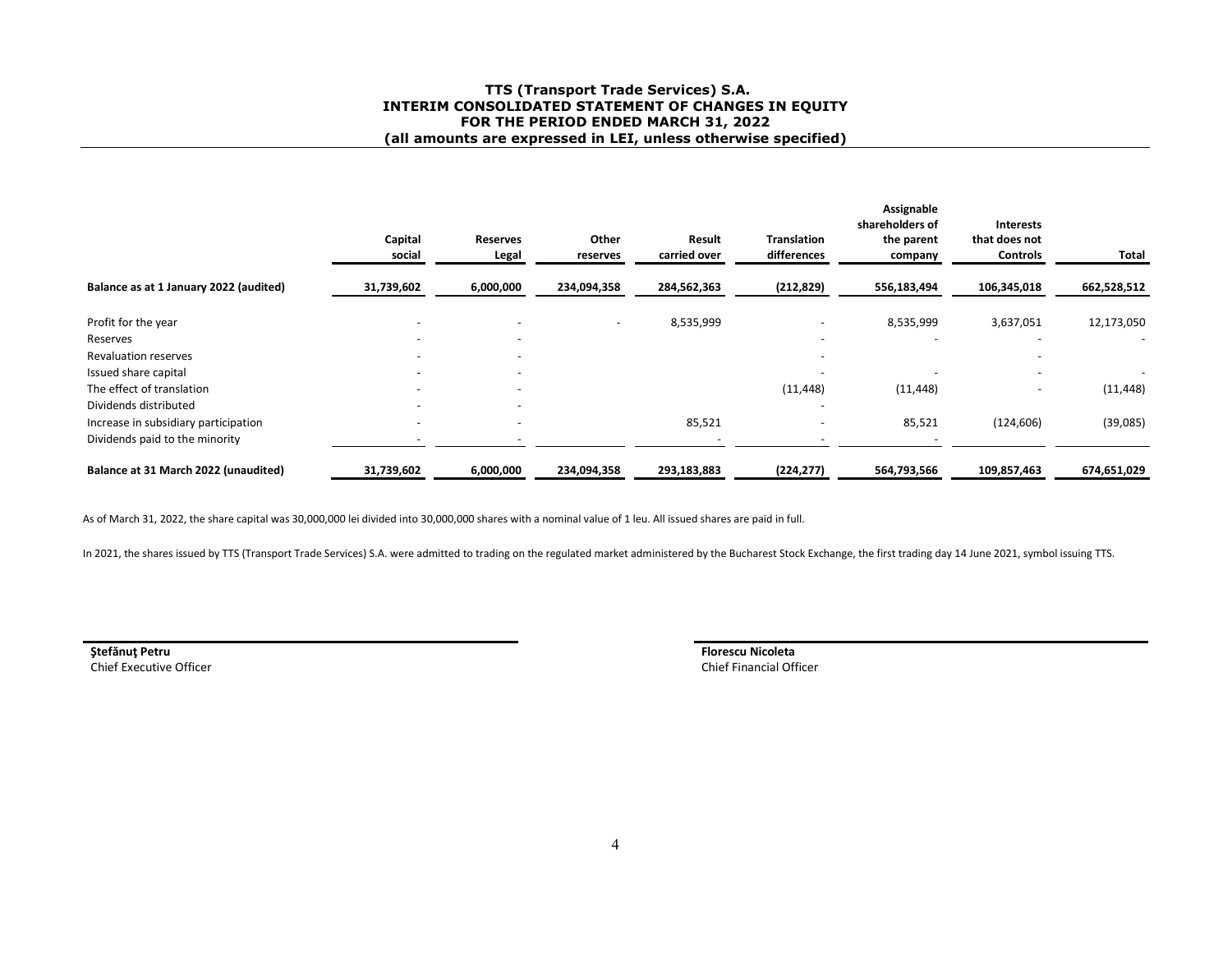# TTS (Transport Trade Services) S.A.
## INTERIM CONSOLIDATED STATEMENT OF CHANGES IN EQUITY
## FOR THE PERIOD ENDED MARCH 31, 2022
### (all amounts are expressed in LEI, unless otherwise specified)

| | Capital social | Reserves Legal | Other reserves | Result carried over | Translation differences | Assignable shareholders of the parent company | Interests that does not Controls | Total |
|---|---|---|---|---|---|---|---|---|
| **Balance as at 1 January 2022 (audited)** | **31,739,602** | **6,000,000** | **234,094,358** | **284,562,363** | **(212,829)** | **556,183,494** | **106,345,018** | **662,528,512** |
| Profit for the year | - | - | - | 8,535,999 | - | 8,535,999 | 3,637,051 | 12,173,050 |
| Reserves | - | - | | | - | - | - | - |
| Revaluation reserves | - | - | | | - | | - | |
| Issued share capital | - | - | | | - | - | - | - |
| The effect of translation | - | - | | | (11,448) | (11,448) | - | (11,448) |
| Dividends distributed | - | - | | | - | | | |
| Increase in subsidiary participation | - | - | | 85,521 | - | 85,521 | (124,606) | (39,085) |
| Dividends paid to the minority | - | - | | - | - | - | | |
| **Balance at 31 March 2022 (unaudited)** | **31,739,602** | **6,000,000** | **234,094,358** | **293,183,883** | **(224,277)** | **564,793,566** | **109,857,463** | **674,651,029** |

As of March 31, 2022, the share capital was 30,000,000 lei divided into 30,000,000 shares with a nominal value of 1 leu. All issued shares are paid in full.

In 2021, the shares issued by TTS (Transport Trade Services) S.A. were admitted to trading on the regulated market administered by the Bucharest Stock Exchange, the first trading day 14 June 2021, symbol issuing TTS.

**Ştefănuţ Petru**
Chief Executive Officer

**Florescu Nicoleta**
Chief Financial Officer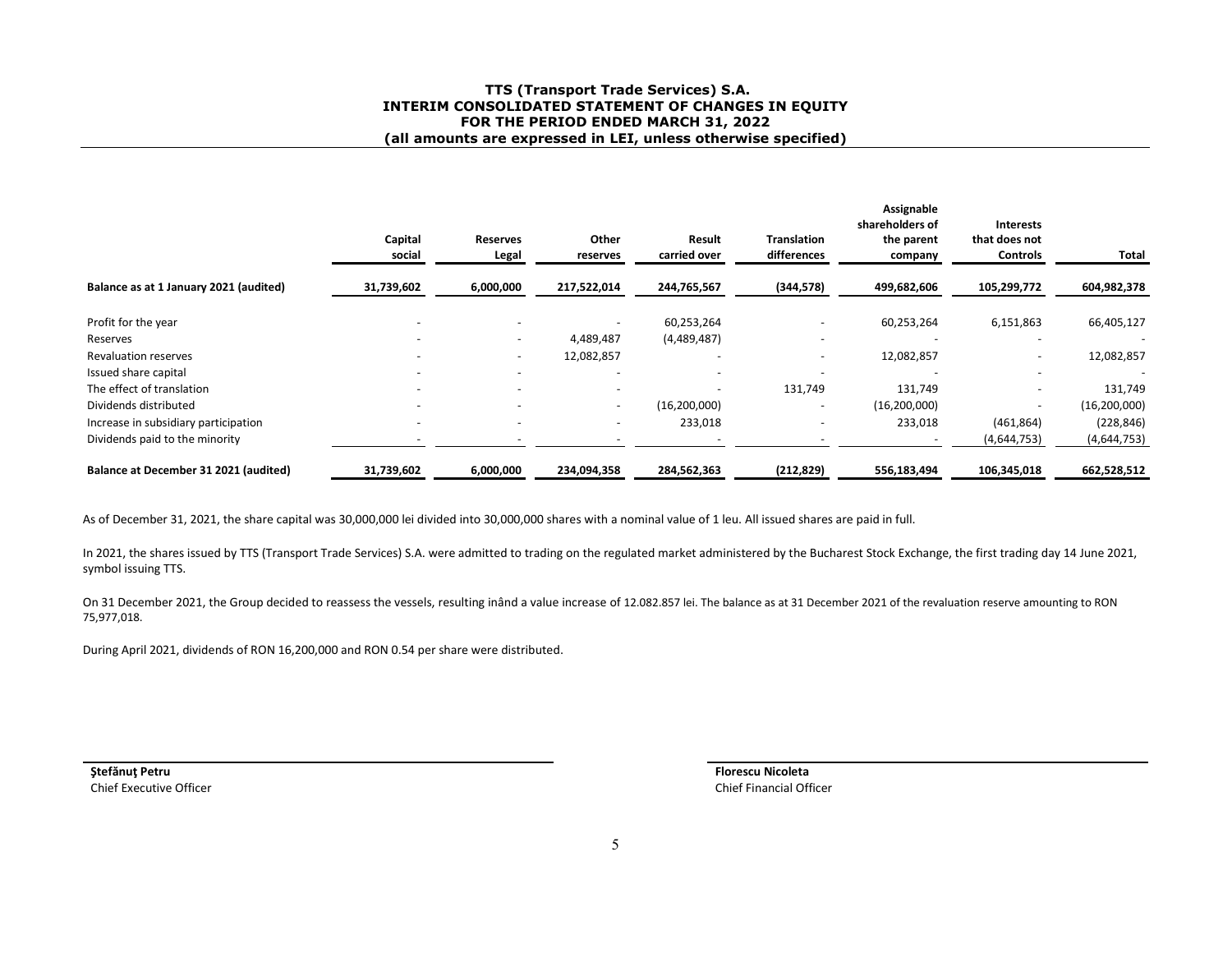# TTS (Transport Trade Services) S.A.
## INTERIM CONSOLIDATED STATEMENT OF CHANGES IN EQUITY
## FOR THE PERIOD ENDED MARCH 31, 2022
### (all amounts are expressed in LEI, unless otherwise specified)

| | Capital social | Reserves Legal | Other reserves | Result carried over | Translation differences | Assignable shareholders of the parent company | Interests that does not Controls | Total |
|---|---|---|---|---|---|---|---|---|
| **Balance as at 1 January 2021 (audited)** | **31,739,602** | **6,000,000** | **217,522,014** | **244,765,567** | **(344,578)** | **499,682,606** | **105,299,772** | **604,982,378** |
| Profit for the year | - | - | - | 60,253,264 | - | 60,253,264 | 6,151,863 | 66,405,127 |
| Reserves | - | - | 4,489,487 | (4,489,487) | - | - | - | - |
| Revaluation reserves | - | - | 12,082,857 | - | - | 12,082,857 | - | 12,082,857 |
| Issued share capital | - | - | - | - | - | - | - | - |
| The effect of translation | - | - | - | - | 131,749 | 131,749 | - | 131,749 |
| Dividends distributed | - | - | - | (16,200,000) | - | (16,200,000) | - | (16,200,000) |
| Increase in subsidiary participation | - | - | - | 233,018 | - | 233,018 | (461,864) | (228,846) |
| Dividends paid to the minority | - | - | - | - | - | - | (4,644,753) | (4,644,753) |
| **Balance at December 31 2021 (audited)** | **31,739,602** | **6,000,000** | **234,094,358** | **284,562,363** | **(212,829)** | **556,183,494** | **106,345,018** | **662,528,512** |

As of December 31, 2021, the share capital was 30,000,000 lei divided into 30,000,000 shares with a nominal value of 1 leu. All issued shares are paid in full.

In 2021, the shares issued by TTS (Transport Trade Services) S.A. were admitted to trading on the regulated market administered by the Bucharest Stock Exchange, the first trading day 14 June 2021, symbol issuing TTS.

On 31 December 2021, the Group decided to reassess the vessels, resulting inând a value increase of 12.082.857 lei. The balance as at 31 December 2021 of the revaluation reserve amounting to RON 75,977,018.

During April 2021, dividends of RON 16,200,000 and RON 0.54 per share were distributed.

**Ştefănuţ Petru**
Chief Executive Officer

**Florescu Nicoleta**
Chief Financial Officer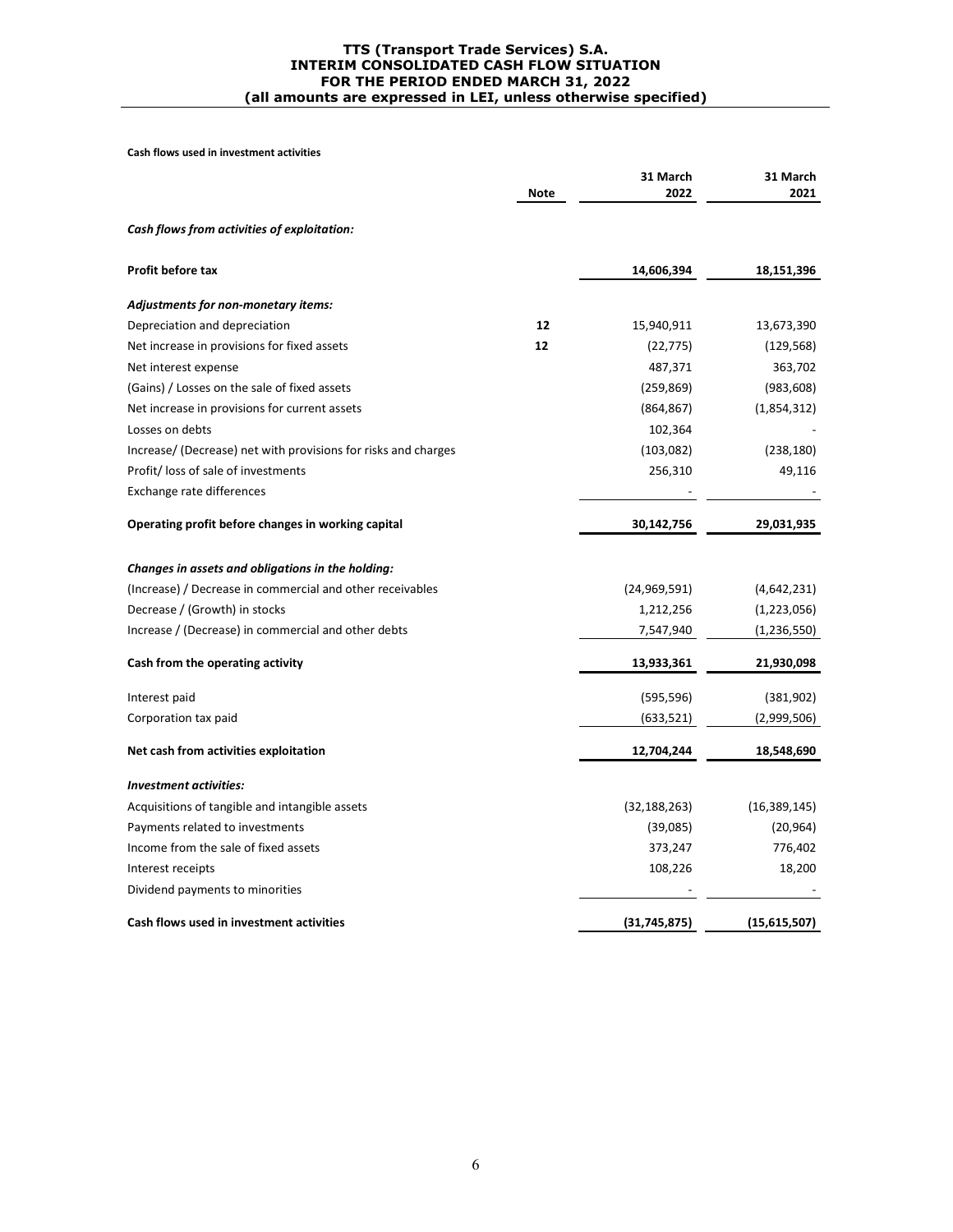# TTS (Transport Trade Services) S.A.
# INTERIM CONSOLIDATED CASH FLOW SITUATION
# FOR THE PERIOD ENDED MARCH 31, 2022
# (all amounts are expressed in LEI, unless otherwise specified)

**Cash flows used in investment activities**

| | Note | 31 March 2022 | 31 March 2021 |
|---|---|---|---|
| ***Cash flows from activities of exploitation:*** | | | |
| **Profit before tax** | | **14,606,394** | **18,151,396** |
| ***Adjustments for non-monetary items:*** | | | |
| Depreciation and depreciation | **12** | 15,940,911 | 13,673,390 |
| Net increase in provisions for fixed assets | **12** | (22,775) | (129,568) |
| Net interest expense | | 487,371 | 363,702 |
| (Gains) / Losses on the sale of fixed assets | | (259,869) | (983,608) |
| Net increase in provisions for current assets | | (864,867) | (1,854,312) |
| Losses on debts | | 102,364 | - |
| Increase/ (Decrease) net with provisions for risks and charges | | (103,082) | (238,180) |
| Profit/ loss of sale of investments | | 256,310 | 49,116 |
| Exchange rate differences | | - | - |
| **Operating profit before changes in working capital** | | **30,142,756** | **29,031,935** |
| ***Changes in assets and obligations in the holding:*** | | | |
| (Increase) / Decrease in commercial and other receivables | | (24,969,591) | (4,642,231) |
| Decrease / (Growth) in stocks | | 1,212,256 | (1,223,056) |
| Increase / (Decrease) in commercial and other debts | | 7,547,940 | (1,236,550) |
| **Cash from the operating activity** | | **13,933,361** | **21,930,098** |
| Interest paid | | (595,596) | (381,902) |
| Corporation tax paid | | (633,521) | (2,999,506) |
| **Net cash from activities exploitation** | | **12,704,244** | **18,548,690** |
| ***Investment activities:*** | | | |
| Acquisitions of tangible and intangible assets | | (32,188,263) | (16,389,145) |
| Payments related to investments | | (39,085) | (20,964) |
| Income from the sale of fixed assets | | 373,247 | 776,402 |
| Interest receipts | | 108,226 | 18,200 |
| Dividend payments to minorities | | - | - |
| **Cash flows used in investment activities** | | **(31,745,875)** | **(15,615,507)** |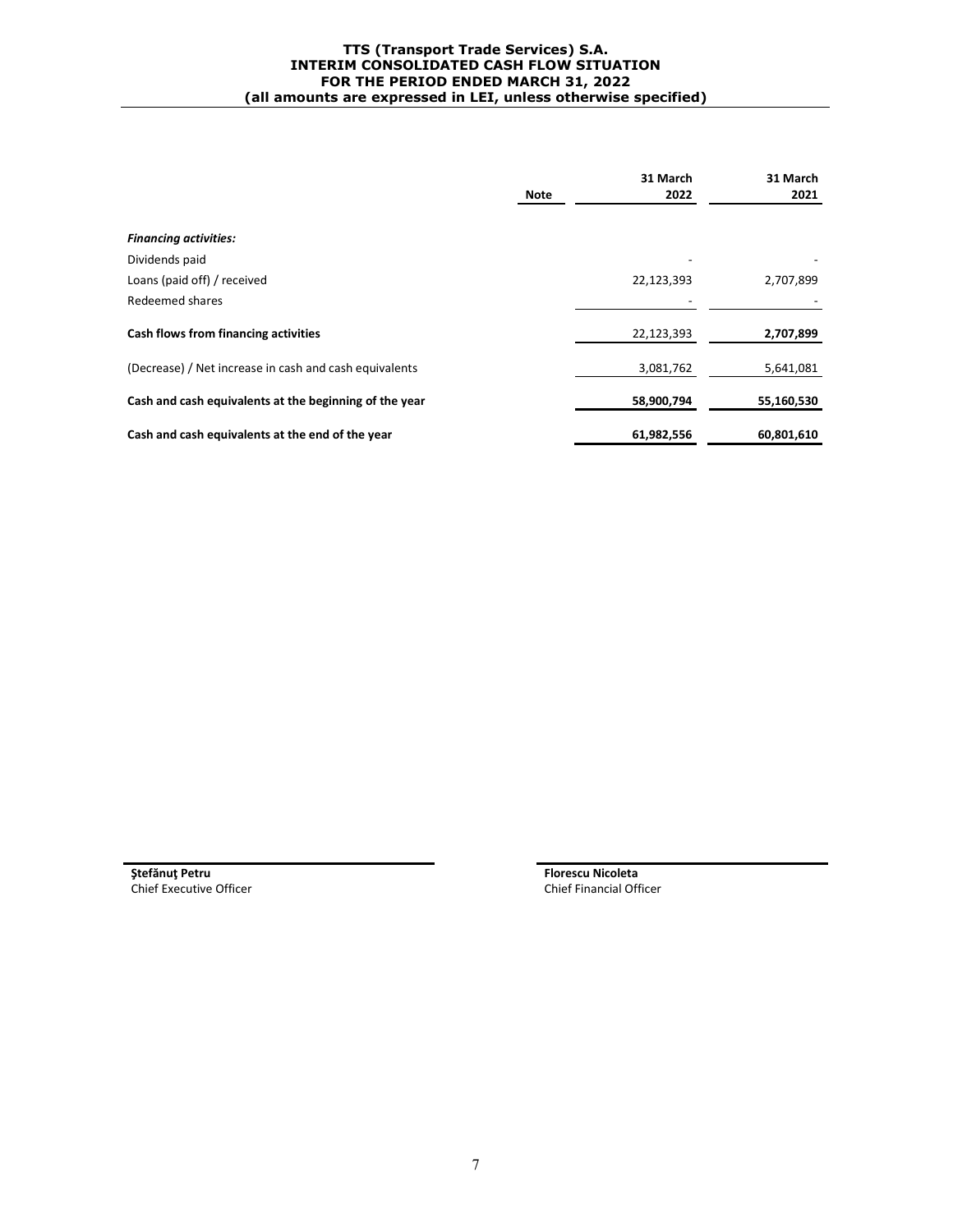**TTS (Transport Trade Services) S.A.**
**INTERIM CONSOLIDATED CASH FLOW SITUATION**
**FOR THE PERIOD ENDED MARCH 31, 2022**
**(all amounts are expressed in LEI, unless otherwise specified)**

| | Note | 31 March 2022 | 31 March 2021 |
|---|---|---|---|
| ***Financing activities:*** | | | |
| Dividends paid | | - | - |
| Loans (paid off) / received | | 22,123,393 | 2,707,899 |
| Redeemed shares | | - | - |
| **Cash flows from financing activities** | | 22,123,393 | **2,707,899** |
| (Decrease) / Net increase in cash and cash equivalents | | 3,081,762 | 5,641,081 |
| **Cash and cash equivalents at the beginning of the year** | | **58,900,794** | **55,160,530** |
| **Cash and cash equivalents at the end of the year** | | **61,982,556** | **60,801,610** |

**Ştefănuţ Petru**
Chief Executive Officer

**Florescu Nicoleta**
Chief Financial Officer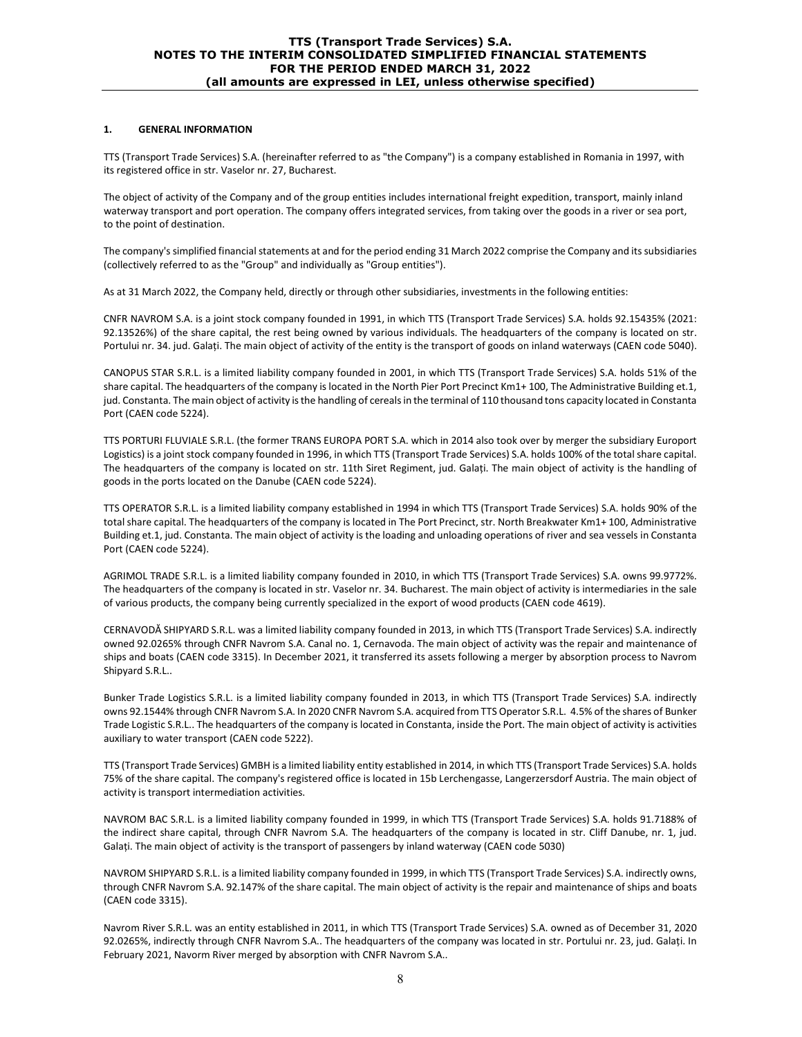## 1. GENERAL INFORMATION

TTS (Transport Trade Services) S.A. (hereinafter referred to as "the Company") is a company established in Romania in 1997, with its registered office in str. Vaselor nr. 27, Bucharest.

The object of activity of the Company and of the group entities includes international freight expedition, transport, mainly inland waterway transport and port operation. The company offers integrated services, from taking over the goods in a river or sea port, to the point of destination.

The company's simplified financial statements at and for the period ending 31 March 2022 comprise the Company and its subsidiaries (collectively referred to as the "Group" and individually as "Group entities").

As at 31 March 2022, the Company held, directly or through other subsidiaries, investments in the following entities:

CNFR NAVROM S.A. is a joint stock company founded in 1991, in which TTS (Transport Trade Services) S.A. holds 92.15435% (2021: 92.13526%) of the share capital, the rest being owned by various individuals. The headquarters of the company is located on str. Portului nr. 34. jud. Galați. The main object of activity of the entity is the transport of goods on inland waterways (CAEN code 5040).

CANOPUS STAR S.R.L. is a limited liability company founded in 2001, in which TTS (Transport Trade Services) S.A. holds 51% of the share capital. The headquarters of the company is located in the North Pier Port Precinct Km1+ 100, The Administrative Building et.1, jud. Constanta. The main object of activity is the handling of cereals in the terminal of 110 thousand tons capacity located in Constanta Port (CAEN code 5224).

TTS PORTURI FLUVIALE S.R.L. (the former TRANS EUROPA PORT S.A. which in 2014 also took over by merger the subsidiary Europort Logistics) is a joint stock company founded in 1996, in which TTS (Transport Trade Services) S.A. holds 100% of the total share capital. The headquarters of the company is located on str. 11th Siret Regiment, jud. Galați. The main object of activity is the handling of goods in the ports located on the Danube (CAEN code 5224).

TTS OPERATOR S.R.L. is a limited liability company established in 1994 in which TTS (Transport Trade Services) S.A. holds 90% of the total share capital. The headquarters of the company is located in The Port Precinct, str. North Breakwater Km1+ 100, Administrative Building et.1, jud. Constanta. The main object of activity is the loading and unloading operations of river and sea vessels in Constanta Port (CAEN code 5224).

AGRIMOL TRADE S.R.L. is a limited liability company founded in 2010, in which TTS (Transport Trade Services) S.A. owns 99.9772%. The headquarters of the company is located in str. Vaselor nr. 34. Bucharest. The main object of activity is intermediaries in the sale of various products, the company being currently specialized in the export of wood products (CAEN code 4619).

CERNAVODĂ SHIPYARD S.R.L. was a limited liability company founded in 2013, in which TTS (Transport Trade Services) S.A. indirectly owned 92.0265% through CNFR Navrom S.A. Canal no. 1, Cernavoda. The main object of activity was the repair and maintenance of ships and boats (CAEN code 3315). In December 2021, it transferred its assets following a merger by absorption process to Navrom Shipyard S.R.L..

Bunker Trade Logistics S.R.L. is a limited liability company founded in 2013, in which TTS (Transport Trade Services) S.A. indirectly owns 92.1544% through CNFR Navrom S.A. In 2020 CNFR Navrom S.A. acquired from TTS Operator S.R.L. 4.5% of the shares of Bunker Trade Logistic S.R.L.. The headquarters of the company is located in Constanta, inside the Port. The main object of activity is activities auxiliary to water transport (CAEN code 5222).

TTS (Transport Trade Services) GMBH is a limited liability entity established in 2014, in which TTS (Transport Trade Services) S.A. holds 75% of the share capital. The company's registered office is located in 15b Lerchengasse, Langerzersdorf Austria. The main object of activity is transport intermediation activities.

NAVROM BAC S.R.L. is a limited liability company founded in 1999, in which TTS (Transport Trade Services) S.A. holds 91.7188% of the indirect share capital, through CNFR Navrom S.A. The headquarters of the company is located in str. Cliff Danube, nr. 1, jud. Galați. The main object of activity is the transport of passengers by inland waterway (CAEN code 5030)

NAVROM SHIPYARD S.R.L. is a limited liability company founded in 1999, in which TTS (Transport Trade Services) S.A. indirectly owns, through CNFR Navrom S.A. 92.147% of the share capital. The main object of activity is the repair and maintenance of ships and boats (CAEN code 3315).

Navrom River S.R.L. was an entity established in 2011, in which TTS (Transport Trade Services) S.A. owned as of December 31, 2020 92.0265%, indirectly through CNFR Navrom S.A.. The headquarters of the company was located in str. Portului nr. 23, jud. Galați. In February 2021, Navorm River merged by absorption with CNFR Navrom S.A..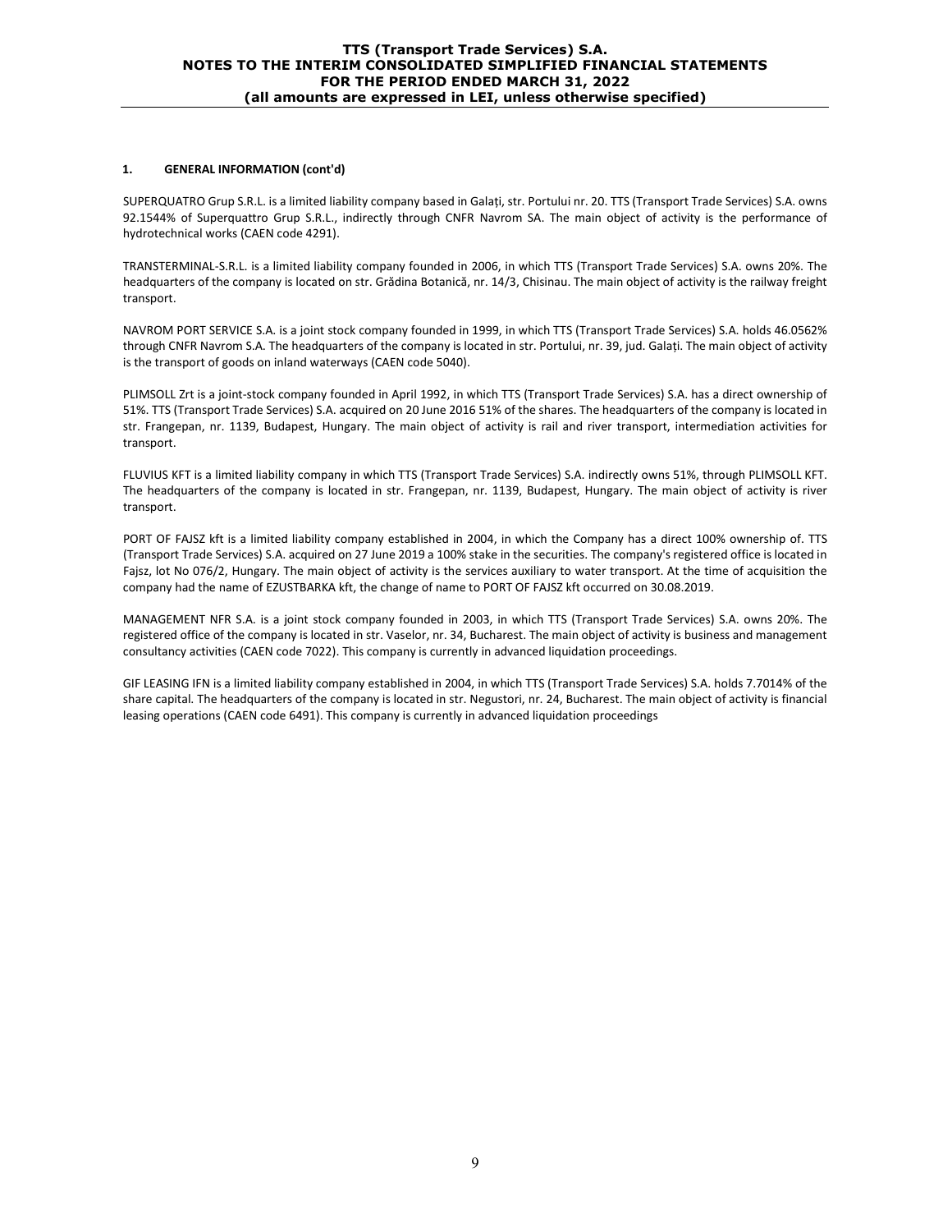**1. GENERAL INFORMATION (cont'd)**

SUPERQUATRO Grup S.R.L. is a limited liability company based in Galați, str. Portului nr. 20. TTS (Transport Trade Services) S.A. owns 92.1544% of Superquattro Grup S.R.L., indirectly through CNFR Navrom SA. The main object of activity is the performance of hydrotechnical works (CAEN code 4291).

TRANSTERMINAL-S.R.L. is a limited liability company founded in 2006, in which TTS (Transport Trade Services) S.A. owns 20%. The headquarters of the company is located on str. Grădina Botanică, nr. 14/3, Chisinau. The main object of activity is the railway freight transport.

NAVROM PORT SERVICE S.A. is a joint stock company founded in 1999, in which TTS (Transport Trade Services) S.A. holds 46.0562% through CNFR Navrom S.A. The headquarters of the company is located in str. Portului, nr. 39, jud. Galați. The main object of activity is the transport of goods on inland waterways (CAEN code 5040).

PLIMSOLL Zrt is a joint-stock company founded in April 1992, in which TTS (Transport Trade Services) S.A. has a direct ownership of 51%. TTS (Transport Trade Services) S.A. acquired on 20 June 2016 51% of the shares. The headquarters of the company is located in str. Frangepan, nr. 1139, Budapest, Hungary. The main object of activity is rail and river transport, intermediation activities for transport.

FLUVIUS KFT is a limited liability company in which TTS (Transport Trade Services) S.A. indirectly owns 51%, through PLIMSOLL KFT. The headquarters of the company is located in str. Frangepan, nr. 1139, Budapest, Hungary. The main object of activity is river transport.

PORT OF FAJSZ kft is a limited liability company established in 2004, in which the Company has a direct 100% ownership of. TTS (Transport Trade Services) S.A. acquired on 27 June 2019 a 100% stake in the securities. The company's registered office is located in Fajsz, lot No 076/2, Hungary. The main object of activity is the services auxiliary to water transport. At the time of acquisition the company had the name of EZUSTBARKA kft, the change of name to PORT OF FAJSZ kft occurred on 30.08.2019.

MANAGEMENT NFR S.A. is a joint stock company founded in 2003, in which TTS (Transport Trade Services) S.A. owns 20%. The registered office of the company is located in str. Vaselor, nr. 34, Bucharest. The main object of activity is business and management consultancy activities (CAEN code 7022). This company is currently in advanced liquidation proceedings.

GIF LEASING IFN is a limited liability company established in 2004, in which TTS (Transport Trade Services) S.A. holds 7.7014% of the share capital. The headquarters of the company is located in str. Negustori, nr. 24, Bucharest. The main object of activity is financial leasing operations (CAEN code 6491). This company is currently in advanced liquidation proceedings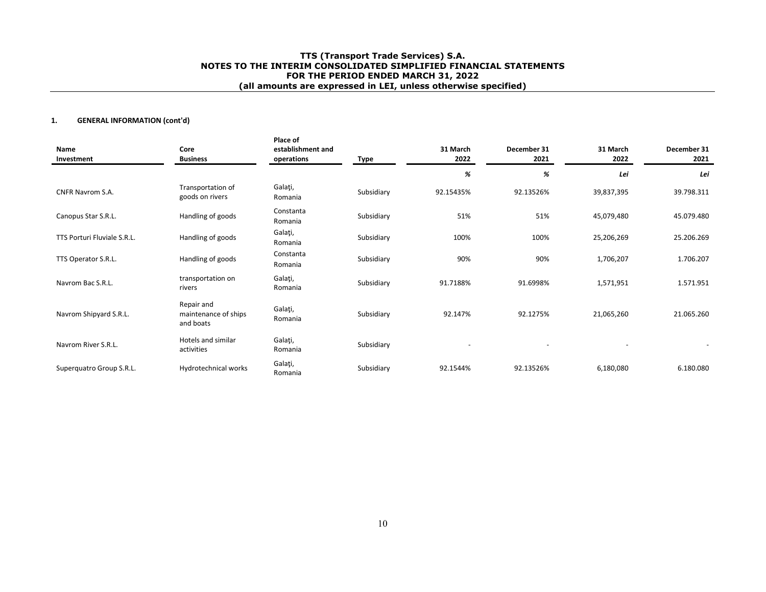**1. GENERAL INFORMATION (cont'd)**

| Name Investment | Core Business | Place of establishment and operations | Type | 31 March 2022 | December 31 2021 | 31 March 2022 | December 31 2021 |
|---|---|---|---|---|---|---|---|
| | | | | *%* | *%* | *Lei* | *Lei* |
| CNFR Navrom S.A. | Transportation of goods on rivers | Galaţi, Romania | Subsidiary | 92.15435% | 92.13526% | 39,837,395 | 39.798.311 |
| Canopus Star S.R.L. | Handling of goods | Constanta Romania | Subsidiary | 51% | 51% | 45,079,480 | 45.079.480 |
| TTS Porturi Fluviale S.R.L. | Handling of goods | Galaţi, Romania | Subsidiary | 100% | 100% | 25,206,269 | 25.206.269 |
| TTS Operator S.R.L. | Handling of goods | Constanta Romania | Subsidiary | 90% | 90% | 1,706,207 | 1.706.207 |
| Navrom Bac S.R.L. | transportation on rivers | Galaţi, Romania | Subsidiary | 91.7188% | 91.6998% | 1,571,951 | 1.571.951 |
| Navrom Shipyard S.R.L. | Repair and maintenance of ships and boats | Galaţi, Romania | Subsidiary | 92.147% | 92.1275% | 21,065,260 | 21.065.260 |
| Navrom River S.R.L. | Hotels and similar activities | Galaţi, Romania | Subsidiary | - | - | - | - |
| Superquatro Group S.R.L. | Hydrotechnical works | Galaţi, Romania | Subsidiary | 92.1544% | 92.13526% | 6,180,080 | 6.180.080 |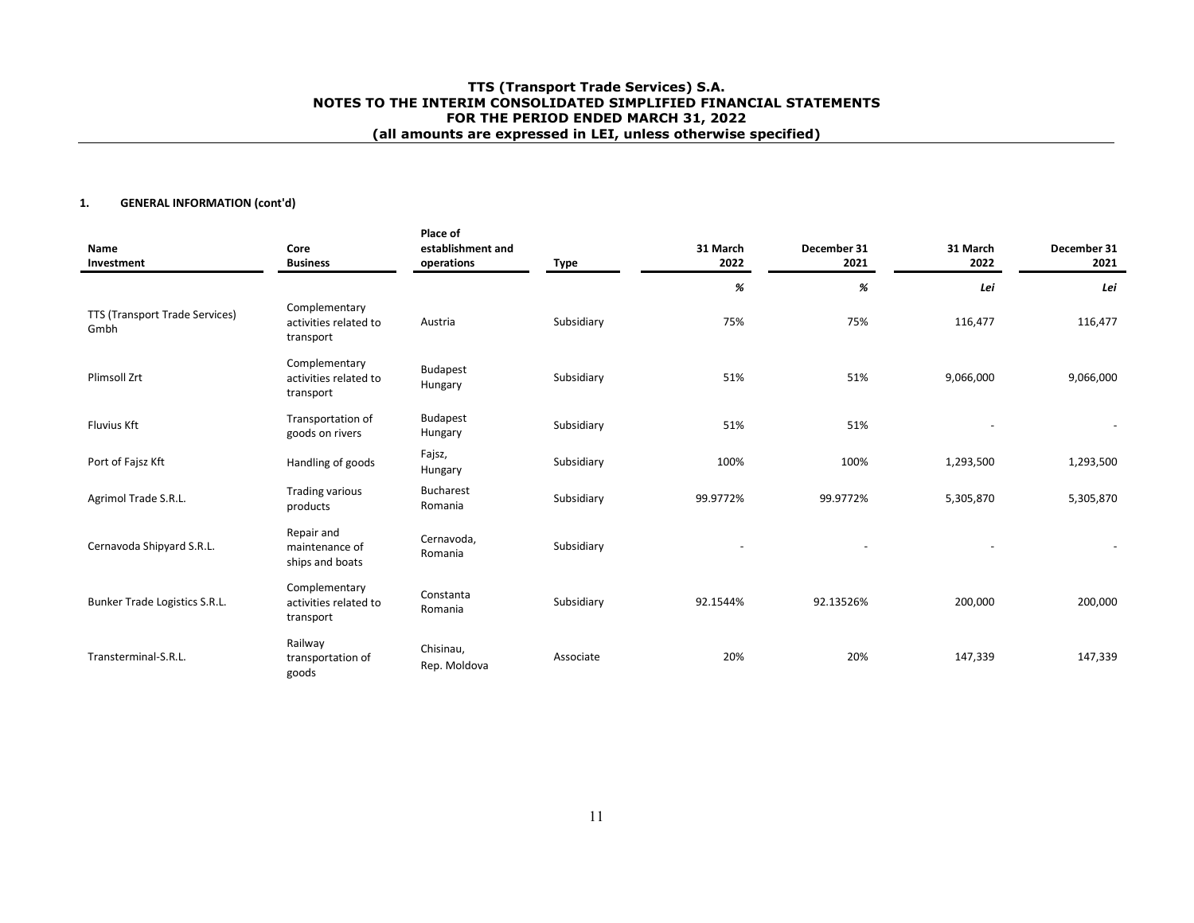## 1. GENERAL INFORMATION (cont'd)

| Name Investment | Core Business | Place of establishment and operations | Type | 31 March 2022 | December 31 2021 | 31 March 2022 | December 31 2021 |
|---|---|---|---|---|---|---|---|
| | | | | *%* | *%* | *Lei* | *Lei* |
| TTS (Transport Trade Services) Gmbh | Complementary activities related to transport | Austria | Subsidiary | 75% | 75% | 116,477 | 116,477 |
| Plimsoll Zrt | Complementary activities related to transport | Budapest Hungary | Subsidiary | 51% | 51% | 9,066,000 | 9,066,000 |
| Fluvius Kft | Transportation of goods on rivers | Budapest Hungary | Subsidiary | 51% | 51% | - | - |
| Port of Fajsz Kft | Handling of goods | Fajsz, Hungary | Subsidiary | 100% | 100% | 1,293,500 | 1,293,500 |
| Agrimol Trade S.R.L. | Trading various products | Bucharest Romania | Subsidiary | 99.9772% | 99.9772% | 5,305,870 | 5,305,870 |
| Cernavoda Shipyard S.R.L. | Repair and maintenance of ships and boats | Cernavoda, Romania | Subsidiary | - | - | - | - |
| Bunker Trade Logistics S.R.L. | Complementary activities related to transport | Constanta Romania | Subsidiary | 92.1544% | 92.13526% | 200,000 | 200,000 |
| Transterminal-S.R.L. | Railway transportation of goods | Chisinau, Rep. Moldova | Associate | 20% | 20% | 147,339 | 147,339 |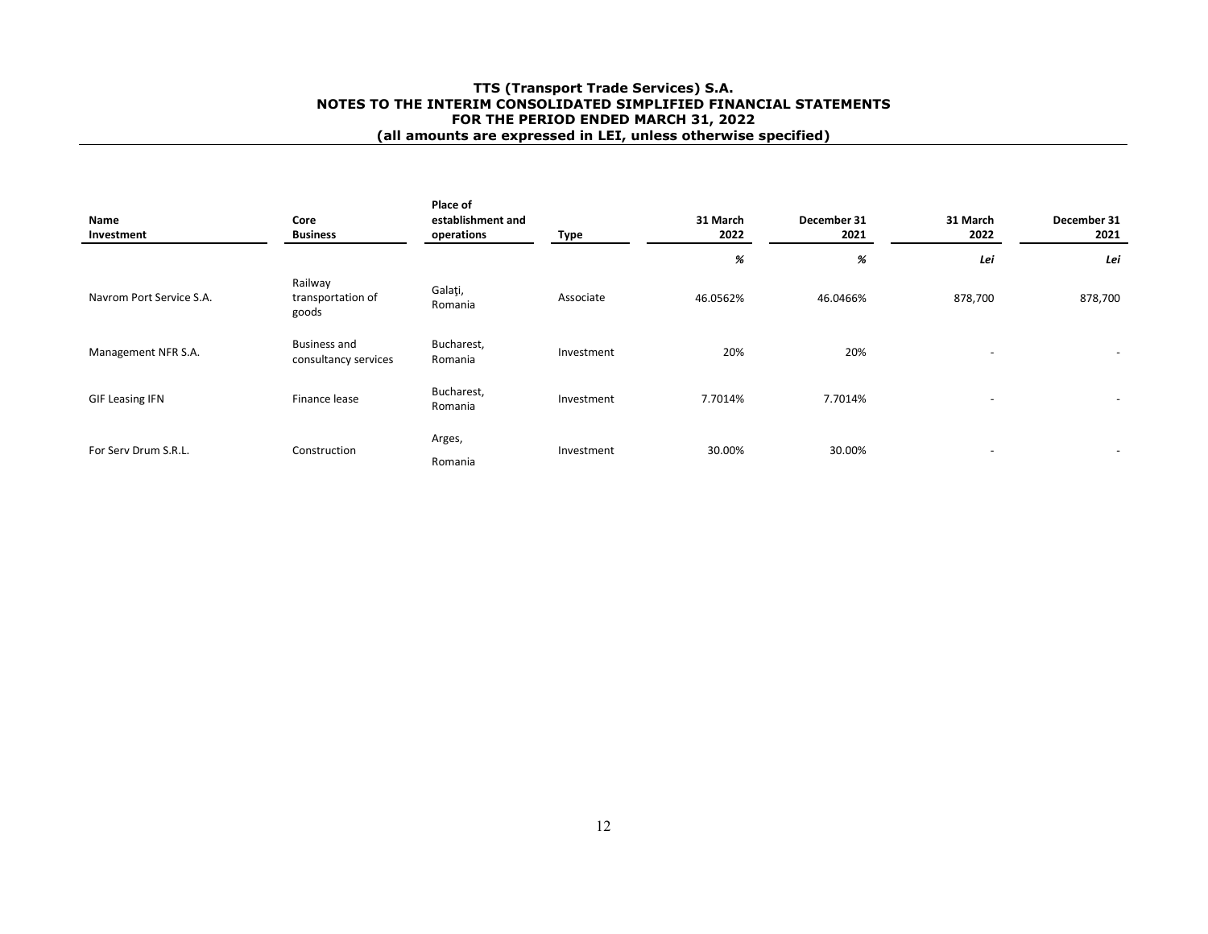| Name Investment | Core Business | Place of establishment and operations | Type | 31 March 2022 | December 31 2021 | 31 March 2022 | December 31 2021 |
|---|---|---|---|---|---|---|---|
| | | | | *%* | *%* | *Lei* | *Lei* |
| Navrom Port Service S.A. | Railway transportation of goods | Galaţi, Romania | Associate | 46.0562% | 46.0466% | 878,700 | 878,700 |
| Management NFR S.A. | Business and consultancy services | Bucharest, Romania | Investment | 20% | 20% | - | - |
| GIF Leasing IFN | Finance lease | Bucharest, Romania | Investment | 7.7014% | 7.7014% | - | - |
| For Serv Drum S.R.L. | Construction | Arges, Romania | Investment | 30.00% | 30.00% | - | - |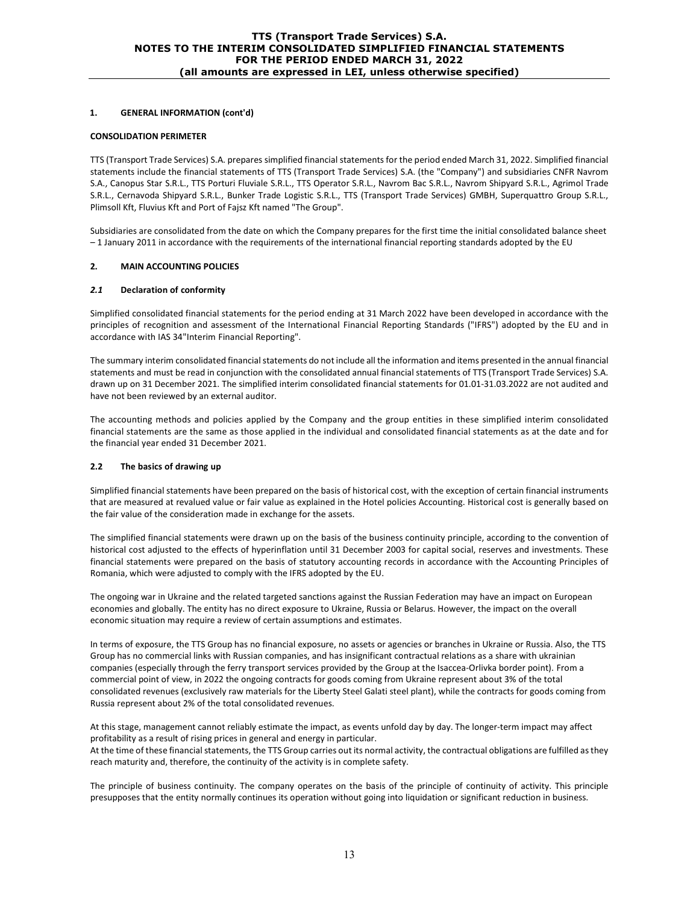## 1. GENERAL INFORMATION (cont'd)

### CONSOLIDATION PERIMETER

TTS (Transport Trade Services) S.A. prepares simplified financial statements for the period ended March 31, 2022. Simplified financial statements include the financial statements of TTS (Transport Trade Services) S.A. (the "Company") and subsidiaries CNFR Navrom S.A., Canopus Star S.R.L., TTS Porturi Fluviale S.R.L., TTS Operator S.R.L., Navrom Bac S.R.L., Navrom Shipyard S.R.L., Agrimol Trade S.R.L., Cernavoda Shipyard S.R.L., Bunker Trade Logistic S.R.L., TTS (Transport Trade Services) GMBH, Superquattro Group S.R.L., Plimsoll Kft, Fluvius Kft and Port of Fajsz Kft named "The Group".

Subsidiaries are consolidated from the date on which the Company prepares for the first time the initial consolidated balance sheet – 1 January 2011 in accordance with the requirements of the international financial reporting standards adopted by the EU

## 2. MAIN ACCOUNTING POLICIES

### *2.1* Declaration of conformity

Simplified consolidated financial statements for the period ending at 31 March 2022 have been developed in accordance with the principles of recognition and assessment of the International Financial Reporting Standards ("IFRS") adopted by the EU and in accordance with IAS 34"Interim Financial Reporting".

The summary interim consolidated financial statements do not include all the information and items presented in the annual financial statements and must be read in conjunction with the consolidated annual financial statements of TTS (Transport Trade Services) S.A. drawn up on 31 December 2021. The simplified interim consolidated financial statements for 01.01-31.03.2022 are not audited and have not been reviewed by an external auditor.

The accounting methods and policies applied by the Company and the group entities in these simplified interim consolidated financial statements are the same as those applied in the individual and consolidated financial statements as at the date and for the financial year ended 31 December 2021.

### 2.2 The basics of drawing up

Simplified financial statements have been prepared on the basis of historical cost, with the exception of certain financial instruments that are measured at revalued value or fair value as explained in the Hotel policies Accounting. Historical cost is generally based on the fair value of the consideration made in exchange for the assets.

The simplified financial statements were drawn up on the basis of the business continuity principle, according to the convention of historical cost adjusted to the effects of hyperinflation until 31 December 2003 for capital social, reserves and investments. These financial statements were prepared on the basis of statutory accounting records in accordance with the Accounting Principles of Romania, which were adjusted to comply with the IFRS adopted by the EU.

The ongoing war in Ukraine and the related targeted sanctions against the Russian Federation may have an impact on European economies and globally. The entity has no direct exposure to Ukraine, Russia or Belarus. However, the impact on the overall economic situation may require a review of certain assumptions and estimates.

In terms of exposure, the TTS Group has no financial exposure, no assets or agencies or branches in Ukraine or Russia. Also, the TTS Group has no commercial links with Russian companies, and has insignificant contractual relations as a share with ukrainian companies (especially through the ferry transport services provided by the Group at the Isaccea-Orlivka border point). From a commercial point of view, in 2022 the ongoing contracts for goods coming from Ukraine represent about 3% of the total consolidated revenues (exclusively raw materials for the Liberty Steel Galati steel plant), while the contracts for goods coming from Russia represent about 2% of the total consolidated revenues.

At this stage, management cannot reliably estimate the impact, as events unfold day by day. The longer-term impact may affect profitability as a result of rising prices in general and energy in particular.
At the time of these financial statements, the TTS Group carries out its normal activity, the contractual obligations are fulfilled as they reach maturity and, therefore, the continuity of the activity is in complete safety.

The principle of business continuity. The company operates on the basis of the principle of continuity of activity. This principle presupposes that the entity normally continues its operation without going into liquidation or significant reduction in business.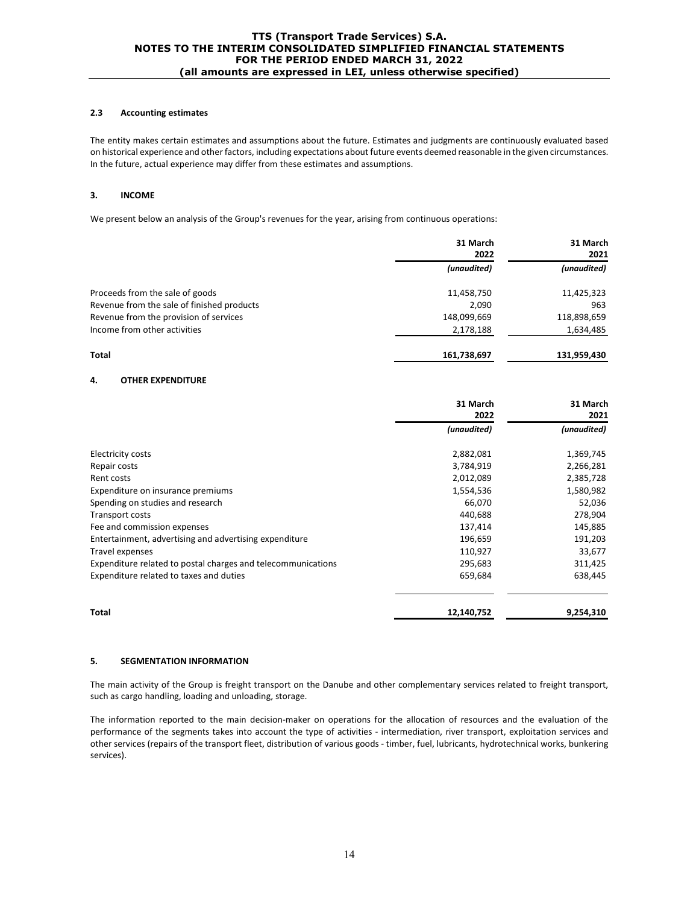### 2.3 Accounting estimates

The entity makes certain estimates and assumptions about the future. Estimates and judgments are continuously evaluated based on historical experience and other factors, including expectations about future events deemed reasonable in the given circumstances. In the future, actual experience may differ from these estimates and assumptions.

## 3. INCOME

We present below an analysis of the Group's revenues for the year, arising from continuous operations:

| | 31 March 2022 | 31 March 2021 |
|---|---|---|
| | *(unaudited)* | *(unaudited)* |
| Proceeds from the sale of goods | 11,458,750 | 11,425,323 |
| Revenue from the sale of finished products | 2,090 | 963 |
| Revenue from the provision of services | 148,099,669 | 118,898,659 |
| Income from other activities | 2,178,188 | 1,634,485 |
| **Total** | **161,738,697** | **131,959,430** |

## 4. OTHER EXPENDITURE

| | 31 March 2022 | 31 March 2021 |
|---|---|---|
| | *(unaudited)* | *(unaudited)* |
| Electricity costs | 2,882,081 | 1,369,745 |
| Repair costs | 3,784,919 | 2,266,281 |
| Rent costs | 2,012,089 | 2,385,728 |
| Expenditure on insurance premiums | 1,554,536 | 1,580,982 |
| Spending on studies and research | 66,070 | 52,036 |
| Transport costs | 440,688 | 278,904 |
| Fee and commission expenses | 137,414 | 145,885 |
| Entertainment, advertising and advertising expenditure | 196,659 | 191,203 |
| Travel expenses | 110,927 | 33,677 |
| Expenditure related to postal charges and telecommunications | 295,683 | 311,425 |
| Expenditure related to taxes and duties | 659,684 | 638,445 |
| **Total** | **12,140,752** | **9,254,310** |

## 5. SEGMENTATION INFORMATION

The main activity of the Group is freight transport on the Danube and other complementary services related to freight transport, such as cargo handling, loading and unloading, storage.

The information reported to the main decision-maker on operations for the allocation of resources and the evaluation of the performance of the segments takes into account the type of activities - intermediation, river transport, exploitation services and other services (repairs of the transport fleet, distribution of various goods - timber, fuel, lubricants, hydrotechnical works, bunkering services).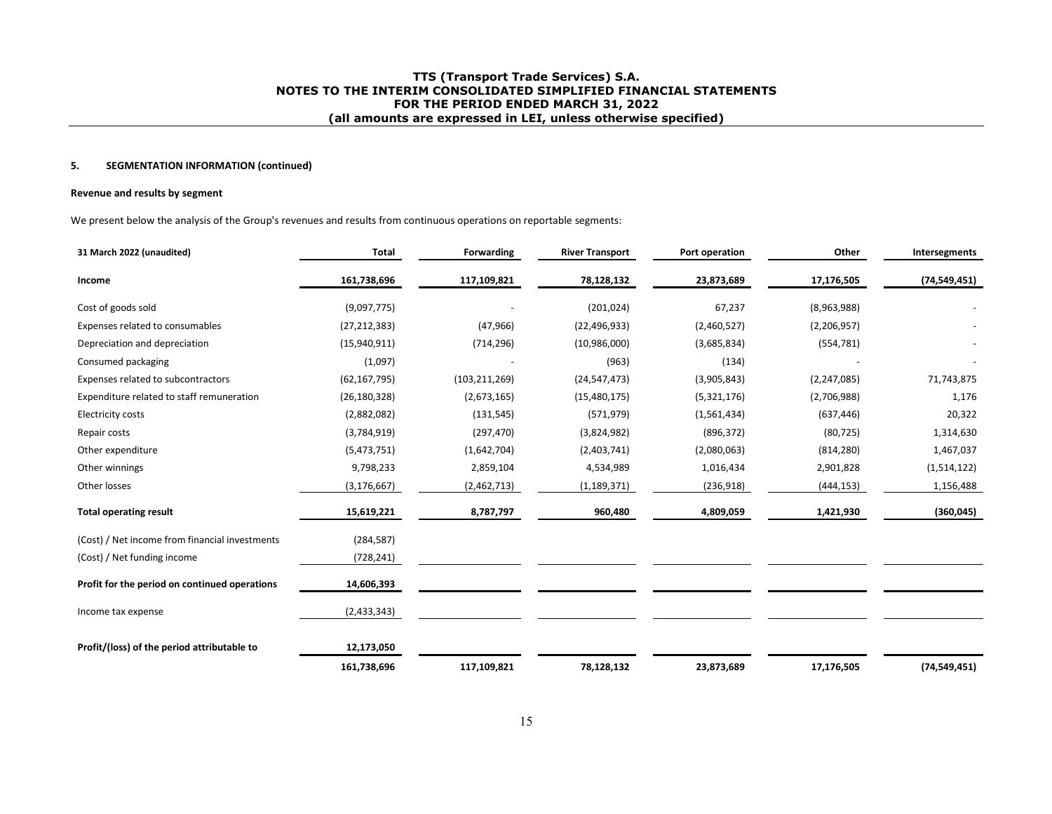### 5. SEGMENTATION INFORMATION (continued)

**Revenue and results by segment**

We present below the analysis of the Group's revenues and results from continuous operations on reportable segments:

| 31 March 2022 (unaudited) | Total | Forwarding | River Transport | Port operation | Other | Intersegments |
|---|---|---|---|---|---|---|
| **Income** | **161,738,696** | **117,109,821** | **78,128,132** | **23,873,689** | **17,176,505** | **(74,549,451)** |
| Cost of goods sold | (9,097,775) | - | (201,024) | 67,237 | (8,963,988) | - |
| Expenses related to consumables | (27,212,383) | (47,966) | (22,496,933) | (2,460,527) | (2,206,957) | - |
| Depreciation and depreciation | (15,940,911) | (714,296) | (10,986,000) | (3,685,834) | (554,781) | - |
| Consumed packaging | (1,097) | - | (963) | (134) | - | - |
| Expenses related to subcontractors | (62,167,795) | (103,211,269) | (24,547,473) | (3,905,843) | (2,247,085) | 71,743,875 |
| Expenditure related to staff remuneration | (26,180,328) | (2,673,165) | (15,480,175) | (5,321,176) | (2,706,988) | 1,176 |
| Electricity costs | (2,882,082) | (131,545) | (571,979) | (1,561,434) | (637,446) | 20,322 |
| Repair costs | (3,784,919) | (297,470) | (3,824,982) | (896,372) | (80,725) | 1,314,630 |
| Other expenditure | (5,473,751) | (1,642,704) | (2,403,741) | (2,080,063) | (814,280) | 1,467,037 |
| Other winnings | 9,798,233 | 2,859,104 | 4,534,989 | 1,016,434 | 2,901,828 | (1,514,122) |
| Other losses | (3,176,667) | (2,462,713) | (1,189,371) | (236,918) | (444,153) | 1,156,488 |
| **Total operating result** | **15,619,221** | **8,787,797** | **960,480** | **4,809,059** | **1,421,930** | **(360,045)** |
| (Cost) / Net income from financial investments | (284,587) | | | | | |
| (Cost) / Net funding income | (728,241) | | | | | |
| **Profit for the period on continued operations** | **14,606,393** | | | | | |
| Income tax expense | (2,433,343) | | | | | |
| **Profit/(loss) of the period attributable to** | **12,173,050** | | | | | |
| | **161,738,696** | **117,109,821** | **78,128,132** | **23,873,689** | **17,176,505** | **(74,549,451)** |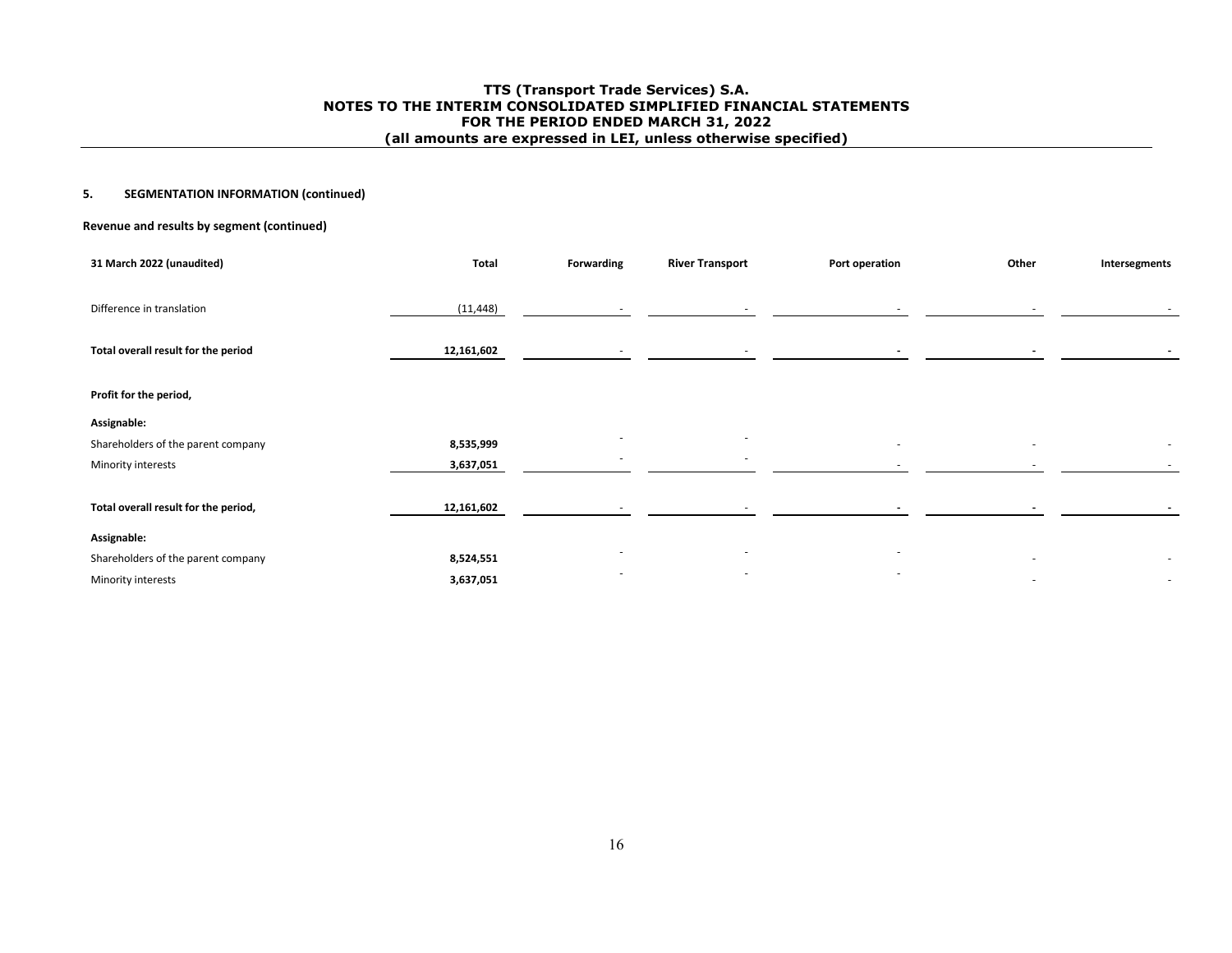## 5. SEGMENTATION INFORMATION (continued)

**Revenue and results by segment (continued)**

| 31 March 2022 (unaudited) | Total | Forwarding | River Transport | Port operation | Other | Intersegments |
|---|---|---|---|---|---|---|
| Difference in translation | (11,448) | - | - | - | - | - |
| **Total overall result for the period** | **12,161,602** | - | - | **-** | **-** | **-** |
| **Profit for the period,** | | | | | | |
| **Assignable:** | | | | | | |
| Shareholders of the parent company | **8,535,999** | - | - | - | - | - |
| Minority interests | **3,637,051** | - | - | - | - | - |
| **Total overall result for the period,** | **12,161,602** | - | - | **-** | **-** | **-** |
| **Assignable:** | | | | | | |
| Shareholders of the parent company | **8,524,551** | - | - | - | - | - |
| Minority interests | **3,637,051** | - | - | - | - | - |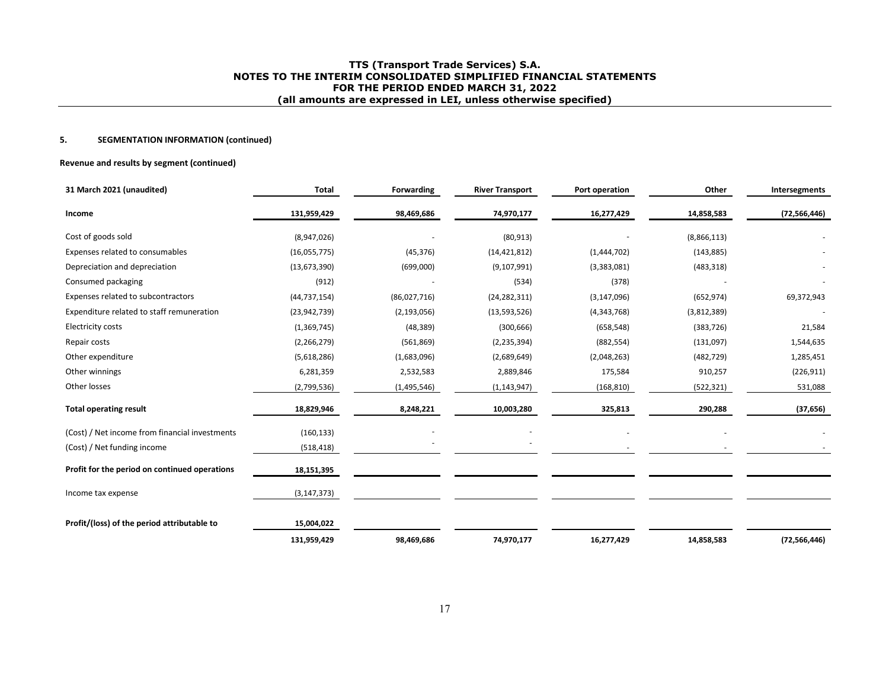## 5. SEGMENTATION INFORMATION (continued)

### Revenue and results by segment (continued)

| 31 March 2021 (unaudited) | Total | Forwarding | River Transport | Port operation | Other | Intersegments |
|---|---|---|---|---|---|---|
| **Income** | **131,959,429** | **98,469,686** | **74,970,177** | **16,277,429** | **14,858,583** | **(72,566,446)** |
| Cost of goods sold | (8,947,026) | - | (80,913) | - | (8,866,113) | - |
| Expenses related to consumables | (16,055,775) | (45,376) | (14,421,812) | (1,444,702) | (143,885) | - |
| Depreciation and depreciation | (13,673,390) | (699,000) | (9,107,991) | (3,383,081) | (483,318) | - |
| Consumed packaging | (912) | - | (534) | (378) | - | - |
| Expenses related to subcontractors | (44,737,154) | (86,027,716) | (24,282,311) | (3,147,096) | (652,974) | 69,372,943 |
| Expenditure related to staff remuneration | (23,942,739) | (2,193,056) | (13,593,526) | (4,343,768) | (3,812,389) | - |
| Electricity costs | (1,369,745) | (48,389) | (300,666) | (658,548) | (383,726) | 21,584 |
| Repair costs | (2,266,279) | (561,869) | (2,235,394) | (882,554) | (131,097) | 1,544,635 |
| Other expenditure | (5,618,286) | (1,683,096) | (2,689,649) | (2,048,263) | (482,729) | 1,285,451 |
| Other winnings | 6,281,359 | 2,532,583 | 2,889,846 | 175,584 | 910,257 | (226,911) |
| Other losses | (2,799,536) | (1,495,546) | (1,143,947) | (168,810) | (522,321) | 531,088 |
| **Total operating result** | **18,829,946** | **8,248,221** | **10,003,280** | **325,813** | **290,288** | **(37,656)** |
| (Cost) / Net income from financial investments | (160,133) | - | - | - | - | - |
| (Cost) / Net funding income | (518,418) | - | - | - | - | - |
| **Profit for the period on continued operations** | **18,151,395** | | | | | |
| Income tax expense | (3,147,373) | | | | | |
| **Profit/(loss) of the period attributable to** | **15,004,022** | | | | | |
| | **131,959,429** | **98,469,686** | **74,970,177** | **16,277,429** | **14,858,583** | **(72,566,446)** |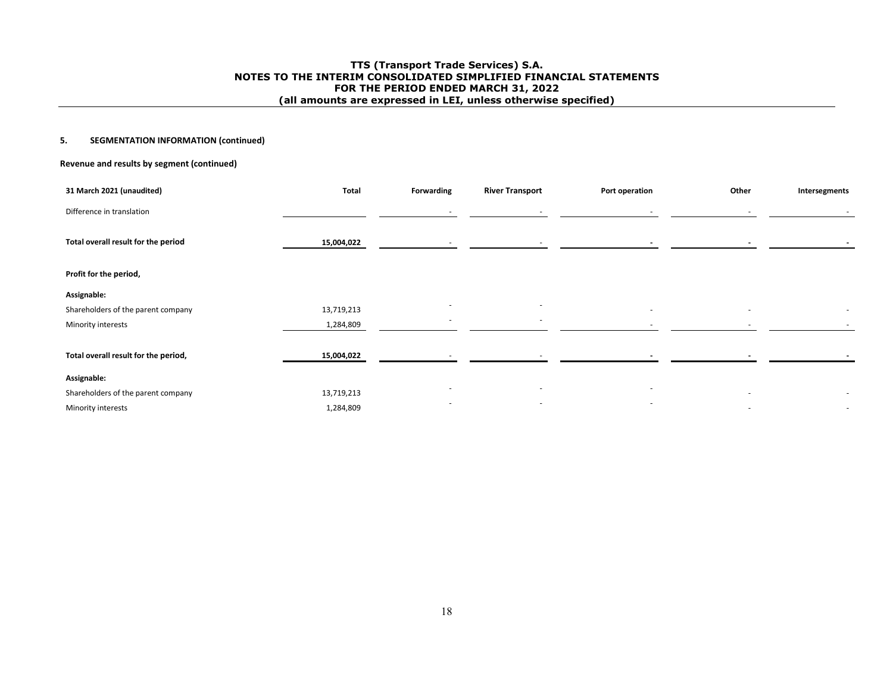### 5. SEGMENTATION INFORMATION (continued)

**Revenue and results by segment (continued)**

| 31 March 2021 (unaudited) | Total | Forwarding | River Transport | Port operation | Other | Intersegments |
|---|---|---|---|---|---|---|
| Difference in translation | | - | - | - | - | - |
| **Total overall result for the period** | **15,004,022** | - | - | **-** | **-** | **-** |
| **Profit for the period,** | | | | | | |
| **Assignable:** | | | | | | |
| Shareholders of the parent company | 13,719,213 | - | - | - | - | - |
| Minority interests | 1,284,809 | - | - | - | - | - |
| **Total overall result for the period,** | **15,004,022** | - | - | **-** | **-** | **-** |
| **Assignable:** | | | | | | |
| Shareholders of the parent company | 13,719,213 | - | - | - | - | - |
| Minority interests | 1,284,809 | - | - | - | - | - |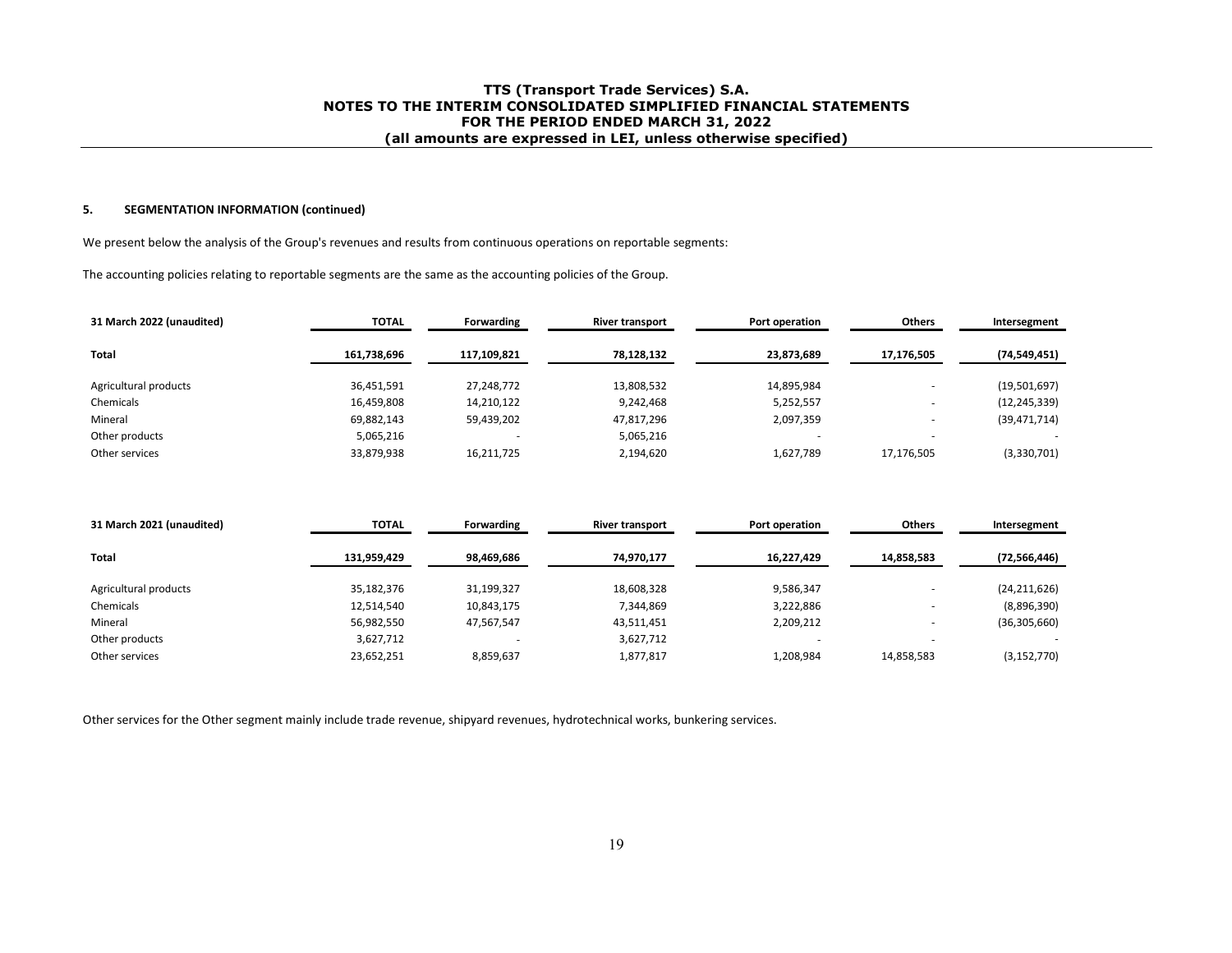### 5. SEGMENTATION INFORMATION (continued)

We present below the analysis of the Group's revenues and results from continuous operations on reportable segments:

The accounting policies relating to reportable segments are the same as the accounting policies of the Group.

| 31 March 2022 (unaudited) | TOTAL | Forwarding | River transport | Port operation | Others | Intersegment |
|---|---|---|---|---|---|---|
| **Total** | **161,738,696** | **117,109,821** | **78,128,132** | **23,873,689** | **17,176,505** | **(74,549,451)** |
| Agricultural products | 36,451,591 | 27,248,772 | 13,808,532 | 14,895,984 | - | (19,501,697) |
| Chemicals | 16,459,808 | 14,210,122 | 9,242,468 | 5,252,557 | - | (12,245,339) |
| Mineral | 69,882,143 | 59,439,202 | 47,817,296 | 2,097,359 | - | (39,471,714) |
| Other products | 5,065,216 | - | 5,065,216 | - | - | - |
| Other services | 33,879,938 | 16,211,725 | 2,194,620 | 1,627,789 | 17,176,505 | (3,330,701) |

| 31 March 2021 (unaudited) | TOTAL | Forwarding | River transport | Port operation | Others | Intersegment |
|---|---|---|---|---|---|---|
| **Total** | **131,959,429** | **98,469,686** | **74,970,177** | **16,227,429** | **14,858,583** | **(72,566,446)** |
| Agricultural products | 35,182,376 | 31,199,327 | 18,608,328 | 9,586,347 | - | (24,211,626) |
| Chemicals | 12,514,540 | 10,843,175 | 7,344,869 | 3,222,886 | - | (8,896,390) |
| Mineral | 56,982,550 | 47,567,547 | 43,511,451 | 2,209,212 | - | (36,305,660) |
| Other products | 3,627,712 | - | 3,627,712 | - | - | - |
| Other services | 23,652,251 | 8,859,637 | 1,877,817 | 1,208,984 | 14,858,583 | (3,152,770) |

Other services for the Other segment mainly include trade revenue, shipyard revenues, hydrotechnical works, bunkering services.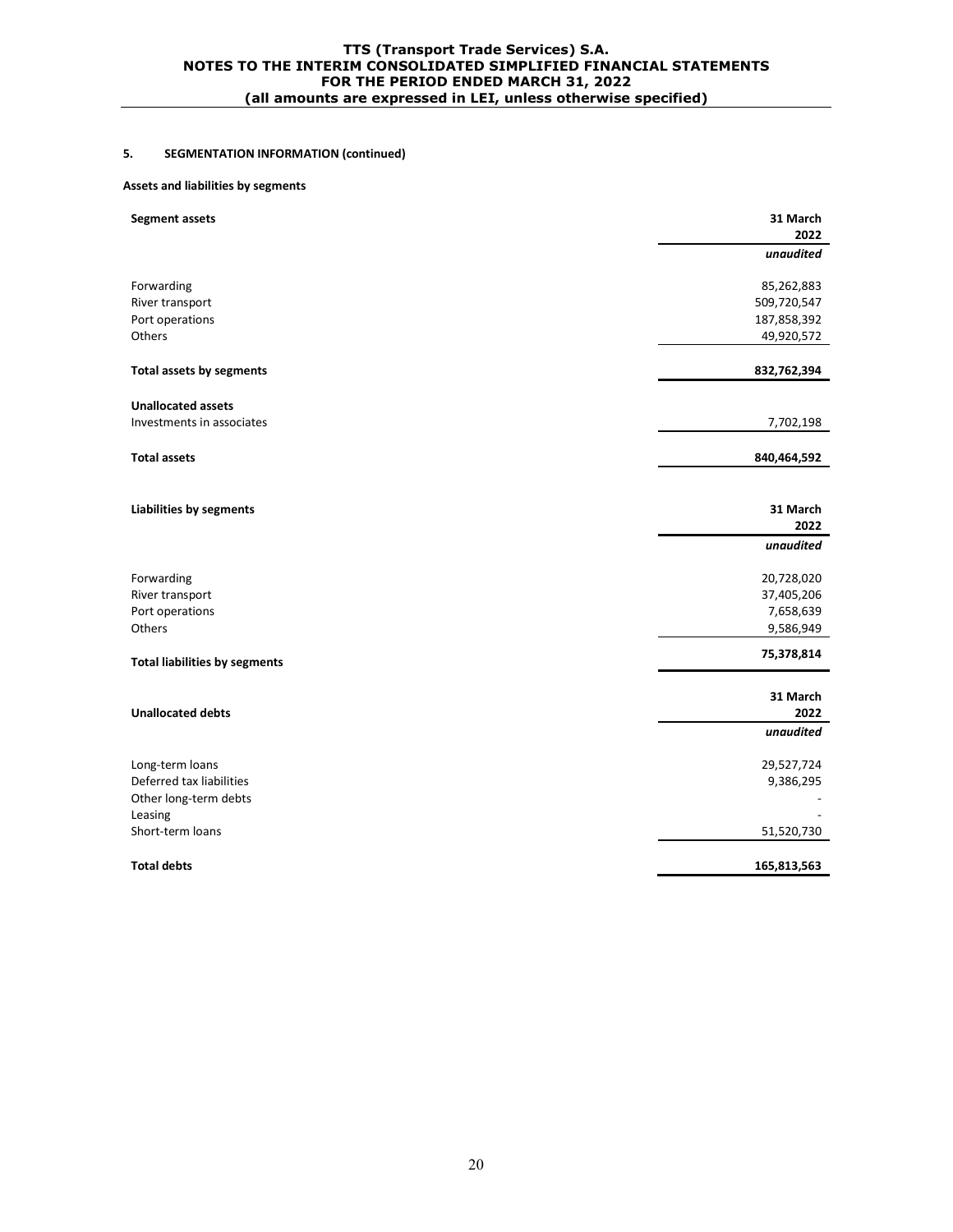### 5. SEGMENTATION INFORMATION (continued)

**Assets and liabilities by segments**

| **Segment assets** | **31 March 2022** |
|---|---|
| | ***unaudited*** |
| Forwarding | 85,262,883 |
| River transport | 509,720,547 |
| Port operations | 187,858,392 |
| Others | 49,920,572 |
| **Total assets by segments** | **832,762,394** |
| **Unallocated assets** | |
| Investments in associates | 7,702,198 |
| **Total assets** | **840,464,592** |

| **Liabilities by segments** | **31 March 2022** |
|---|---|
| | ***unaudited*** |
| Forwarding | 20,728,020 |
| River transport | 37,405,206 |
| Port operations | 7,658,639 |
| Others | 9,586,949 |
| **Total liabilities by segments** | **75,378,814** |

| **Unallocated debts** | **31 March 2022** |
|---|---|
| | ***unaudited*** |
| Long-term loans | 29,527,724 |
| Deferred tax liabilities | 9,386,295 |
| Other long-term debts | - |
| Leasing | - |
| Short-term loans | 51,520,730 |
| **Total debts** | **165,813,563** |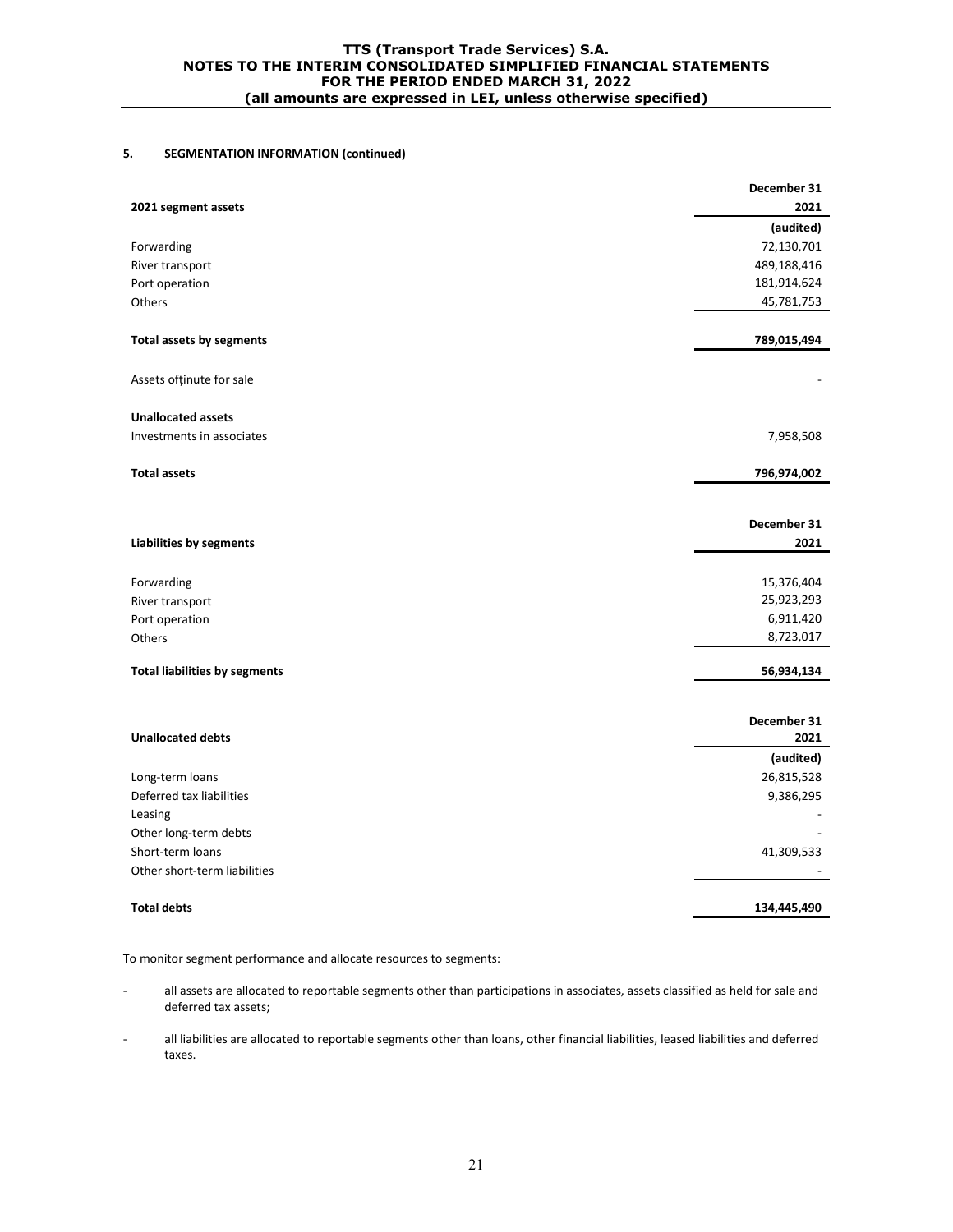### 5. SEGMENTATION INFORMATION (continued)

| 2021 segment assets | December 31 2021 |
|---|---|
| | (audited) |
| Forwarding | 72,130,701 |
| River transport | 489,188,416 |
| Port operation | 181,914,624 |
| Others | 45,781,753 |
| **Total assets by segments** | **789,015,494** |
| Assets oțținute for sale | - |
| **Unallocated assets** | |
| Investments in associates | 7,958,508 |
| **Total assets** | **796,974,002** |

| Liabilities by segments | December 31 2021 |
|---|---|
| Forwarding | 15,376,404 |
| River transport | 25,923,293 |
| Port operation | 6,911,420 |
| Others | 8,723,017 |
| **Total liabilities by segments** | **56,934,134** |

| Unallocated debts | December 31 2021 |
|---|---|
| | (audited) |
| Long-term loans | 26,815,528 |
| Deferred tax liabilities | 9,386,295 |
| Leasing | - |
| Other long-term debts | - |
| Short-term loans | 41,309,533 |
| Other short-term liabilities | - |
| **Total debts** | **134,445,490** |

To monitor segment performance and allocate resources to segments:

- all assets are allocated to reportable segments other than participations in associates, assets classified as held for sale and deferred tax assets;
- all liabilities are allocated to reportable segments other than loans, other financial liabilities, leased liabilities and deferred taxes.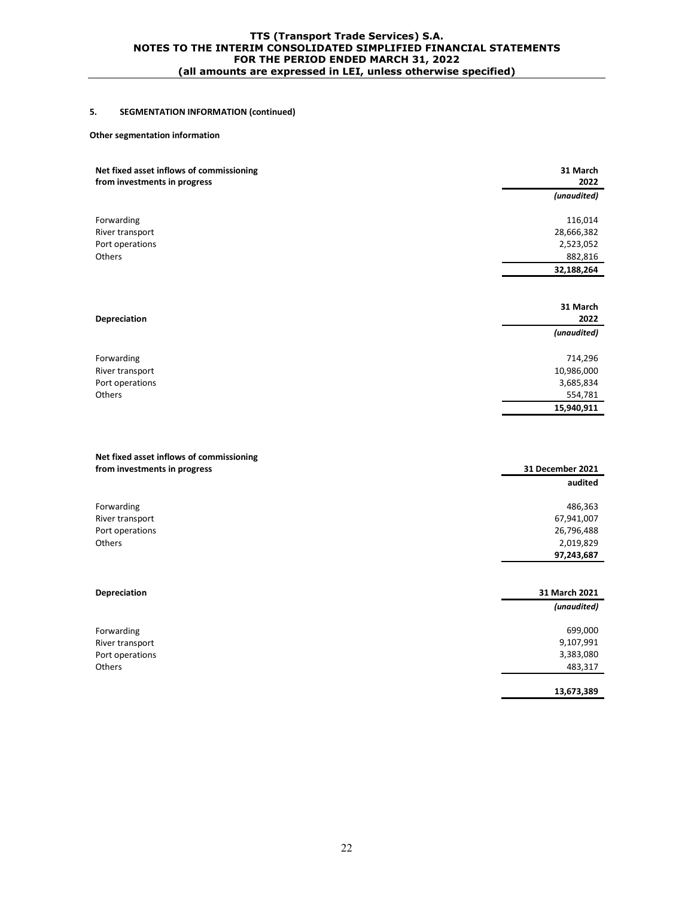### 5. SEGMENTATION INFORMATION (continued)

**Other segmentation information**

| Net fixed asset inflows of commissioning from investments in progress | 31 March 2022 |
|---|---|
| | *(unaudited)* |
| Forwarding | 116,014 |
| River transport | 28,666,382 |
| Port operations | 2,523,052 |
| Others | 882,816 |
| | **32,188,264** |

| Depreciation | 31 March 2022 |
|---|---|
| | *(unaudited)* |
| Forwarding | 714,296 |
| River transport | 10,986,000 |
| Port operations | 3,685,834 |
| Others | 554,781 |
| | **15,940,911** |

| Net fixed asset inflows of commissioning from investments in progress | 31 December 2021 |
|---|---|
| | **audited** |
| Forwarding | 486,363 |
| River transport | 67,941,007 |
| Port operations | 26,796,488 |
| Others | 2,019,829 |
| | **97,243,687** |

| Depreciation | 31 March 2021 |
|---|---|
| | *(unaudited)* |
| Forwarding | 699,000 |
| River transport | 9,107,991 |
| Port operations | 3,383,080 |
| Others | 483,317 |
| | **13,673,389** |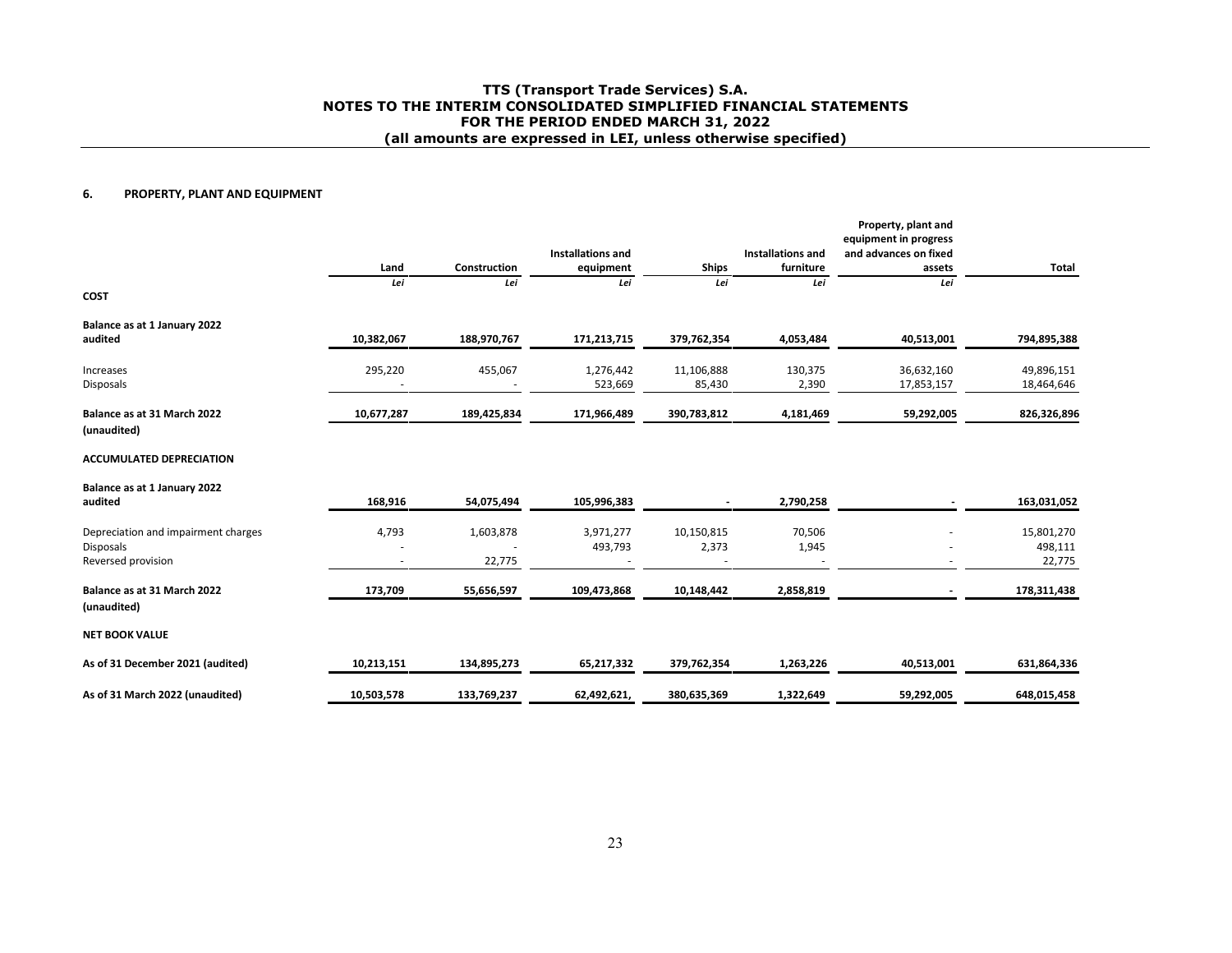TTS (Transport Trade Services) S.A.
NOTES TO THE INTERIM CONSOLIDATED SIMPLIFIED FINANCIAL STATEMENTS
FOR THE PERIOD ENDED MARCH 31, 2022
(all amounts are expressed in LEI, unless otherwise specified)

## 6. PROPERTY, PLANT AND EQUIPMENT

| | Land | Construction | Installations and equipment | Ships | Installations and furniture | Property, plant and equipment in progress and advances on fixed assets | Total |
|---|---|---|---|---|---|---|---|
| | *Lei* | *Lei* | *Lei* | *Lei* | *Lei* | *Lei* | |
| **COST** | | | | | | | |
| **Balance as at 1 January 2022 audited** | **10,382,067** | **188,970,767** | **171,213,715** | **379,762,354** | **4,053,484** | **40,513,001** | **794,895,388** |
| Increases | 295,220 | 455,067 | 1,276,442 | 11,106,888 | 130,375 | 36,632,160 | 49,896,151 |
| Disposals | - | - | 523,669 | 85,430 | 2,390 | 17,853,157 | 18,464,646 |
| **Balance as at 31 March 2022 (unaudited)** | **10,677,287** | **189,425,834** | **171,966,489** | **390,783,812** | **4,181,469** | **59,292,005** | **826,326,896** |
| **ACCUMULATED DEPRECIATION** | | | | | | | |
| **Balance as at 1 January 2022 audited** | **168,916** | **54,075,494** | **105,996,383** | **-** | **2,790,258** | **-** | **163,031,052** |
| Depreciation and impairment charges | 4,793 | 1,603,878 | 3,971,277 | 10,150,815 | 70,506 | - | 15,801,270 |
| Disposals | - | - | 493,793 | 2,373 | 1,945 | - | 498,111 |
| Reversed provision | - | 22,775 | - | - | - | - | 22,775 |
| **Balance as at 31 March 2022 (unaudited)** | **173,709** | **55,656,597** | **109,473,868** | **10,148,442** | **2,858,819** | **-** | **178,311,438** |
| **NET BOOK VALUE** | | | | | | | |
| **As of 31 December 2021 (audited)** | **10,213,151** | **134,895,273** | **65,217,332** | **379,762,354** | **1,263,226** | **40,513,001** | **631,864,336** |
| **As of 31 March 2022 (unaudited)** | **10,503,578** | **133,769,237** | **62,492,621,** | **380,635,369** | **1,322,649** | **59,292,005** | **648,015,458** |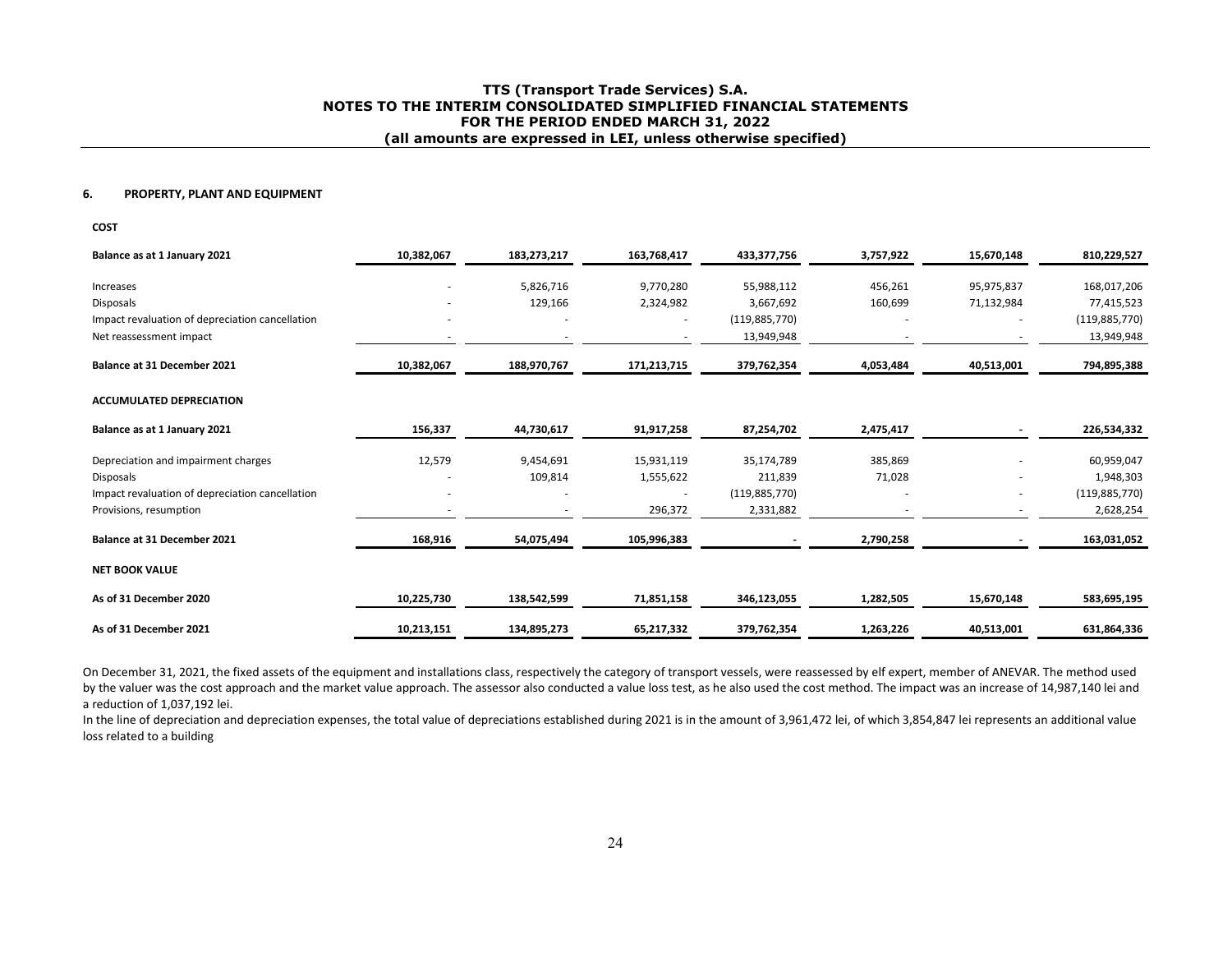## 6. PROPERTY, PLANT AND EQUIPMENT

**COST**

| | | | | | | | |
|---|---|---|---|---|---|---|---|
| **Balance as at 1 January 2021** | **10,382,067** | **183,273,217** | **163,768,417** | **433,377,756** | **3,757,922** | **15,670,148** | **810,229,527** |
| Increases | - | 5,826,716 | 9,770,280 | 55,988,112 | 456,261 | 95,975,837 | 168,017,206 |
| Disposals | - | 129,166 | 2,324,982 | 3,667,692 | 160,699 | 71,132,984 | 77,415,523 |
| Impact revaluation of depreciation cancellation | - | - | - | (119,885,770) | - | - | (119,885,770) |
| Net reassessment impact | - | - | - | 13,949,948 | - | - | 13,949,948 |
| **Balance at 31 December 2021** | **10,382,067** | **188,970,767** | **171,213,715** | **379,762,354** | **4,053,484** | **40,513,001** | **794,895,388** |
| **ACCUMULATED DEPRECIATION** | | | | | | | |
| **Balance as at 1 January 2021** | **156,337** | **44,730,617** | **91,917,258** | **87,254,702** | **2,475,417** | **-** | **226,534,332** |
| Depreciation and impairment charges | 12,579 | 9,454,691 | 15,931,119 | 35,174,789 | 385,869 | - | 60,959,047 |
| Disposals | - | 109,814 | 1,555,622 | 211,839 | 71,028 | - | 1,948,303 |
| Impact revaluation of depreciation cancellation | - | - | - | (119,885,770) | - | - | (119,885,770) |
| Provisions, resumption | - | - | 296,372 | 2,331,882 | - | - | 2,628,254 |
| **Balance at 31 December 2021** | **168,916** | **54,075,494** | **105,996,383** | **-** | **2,790,258** | **-** | **163,031,052** |
| **NET BOOK VALUE** | | | | | | | |
| **As of 31 December 2020** | **10,225,730** | **138,542,599** | **71,851,158** | **346,123,055** | **1,282,505** | **15,670,148** | **583,695,195** |
| **As of 31 December 2021** | **10,213,151** | **134,895,273** | **65,217,332** | **379,762,354** | **1,263,226** | **40,513,001** | **631,864,336** |

On December 31, 2021, the fixed assets of the equipment and installations class, respectively the category of transport vessels, were reassessed by elf expert, member of ANEVAR. The method used by the valuer was the cost approach and the market value approach. The assessor also conducted a value loss test, as he also used the cost method. The impact was an increase of 14,987,140 lei and a reduction of 1,037,192 lei.

In the line of depreciation and depreciation expenses, the total value of depreciations established during 2021 is in the amount of 3,961,472 lei, of which 3,854,847 lei represents an additional value loss related to a building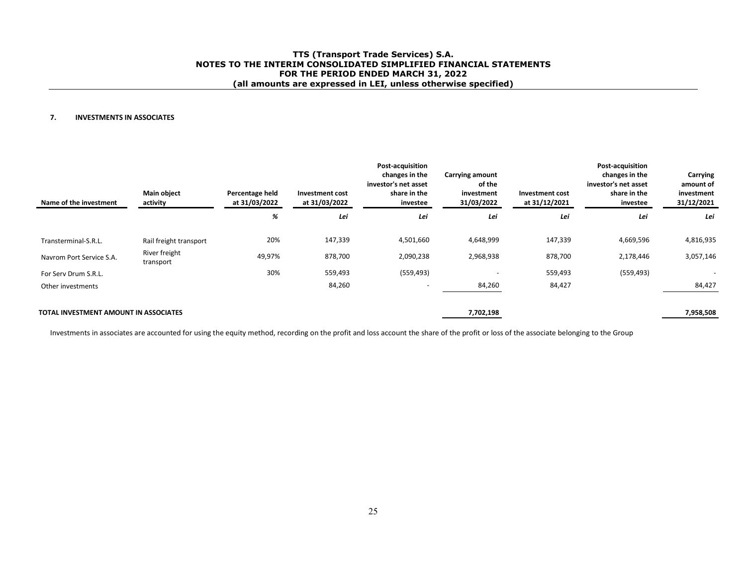## 7. INVESTMENTS IN ASSOCIATES

| Name of the investment | Main object activity | Percentage held at 31/03/2022 | Investment cost at 31/03/2022 | Post-acquisition changes in the investor's net asset share in the investee | Carrying amount of the investment 31/03/2022 | Investment cost at 31/12/2021 | Post-acquisition changes in the investor's net asset share in the investee | Carrying amount of investment 31/12/2021 |
|---|---|---|---|---|---|---|---|---|
| | | *%* | *Lei* | *Lei* | *Lei* | *Lei* | *Lei* | *Lei* |
| Transterminal-S.R.L. | Rail freight transport | 20% | 147,339 | 4,501,660 | 4,648,999 | 147,339 | 4,669,596 | 4,816,935 |
| Navrom Port Service S.A. | River freight transport | 49,97% | 878,700 | 2,090,238 | 2,968,938 | 878,700 | 2,178,446 | 3,057,146 |
| For Serv Drum S.R.L. | | 30% | 559,493 | (559,493) | - | 559,493 | (559,493) | - |
| Other investments | | | 84,260 | - | 84,260 | 84,427 | | 84,427 |
| **TOTAL INVESTMENT AMOUNT IN ASSOCIATES** | | | | | **7,702,198** | | | **7,958,508** |

Investments in associates are accounted for using the equity method, recording on the profit and loss account the share of the profit or loss of the associate belonging to the Group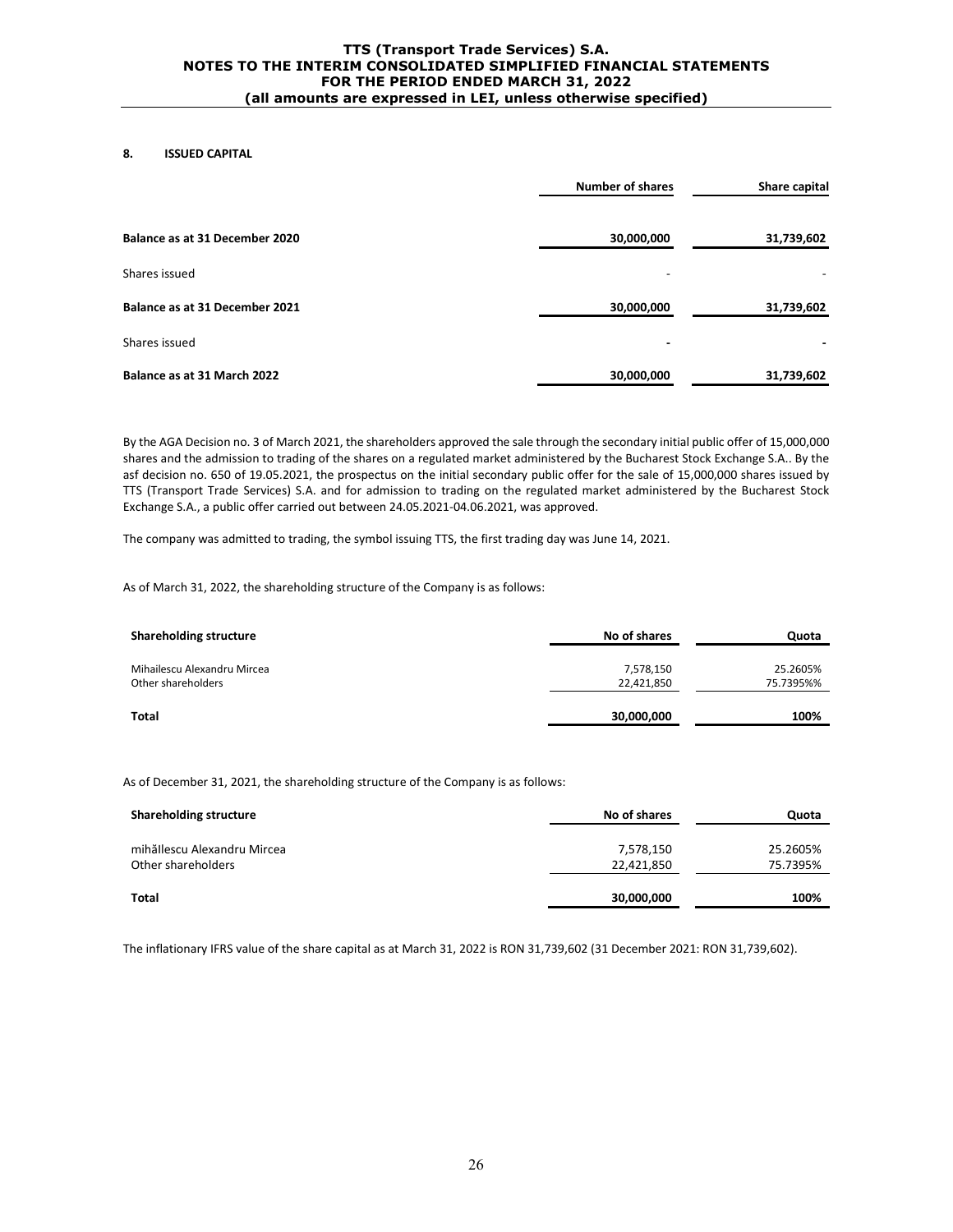## 8. ISSUED CAPITAL

| | Number of shares | Share capital |
|---|---|---|
| **Balance as at 31 December 2020** | **30,000,000** | **31,739,602** |
| Shares issued | - | - |
| **Balance as at 31 December 2021** | **30,000,000** | **31,739,602** |
| Shares issued | **-** | **-** |
| **Balance as at 31 March 2022** | **30,000,000** | **31,739,602** |

By the AGA Decision no. 3 of March 2021, the shareholders approved the sale through the secondary initial public offer of 15,000,000 shares and the admission to trading of the shares on a regulated market administered by the Bucharest Stock Exchange S.A.. By the asf decision no. 650 of 19.05.2021, the prospectus on the initial secondary public offer for the sale of 15,000,000 shares issued by TTS (Transport Trade Services) S.A. and for admission to trading on the regulated market administered by the Bucharest Stock Exchange S.A., a public offer carried out between 24.05.2021-04.06.2021, was approved.

The company was admitted to trading, the symbol issuing TTS, the first trading day was June 14, 2021.

As of March 31, 2022, the shareholding structure of the Company is as follows:

| Shareholding structure | No of shares | Quota |
|---|---|---|
| Mihailescu Alexandru Mircea | 7,578,150 | 25.2605% |
| Other shareholders | 22,421,850 | 75.7395%% |
| **Total** | **30,000,000** | **100%** |

As of December 31, 2021, the shareholding structure of the Company is as follows:

| Shareholding structure | No of shares | Quota |
|---|---|---|
| mihăllescu Alexandru Mircea | 7,578,150 | 25.2605% |
| Other shareholders | 22,421,850 | 75.7395% |
| **Total** | **30,000,000** | **100%** |

The inflationary IFRS value of the share capital as at March 31, 2022 is RON 31,739,602 (31 December 2021: RON 31,739,602).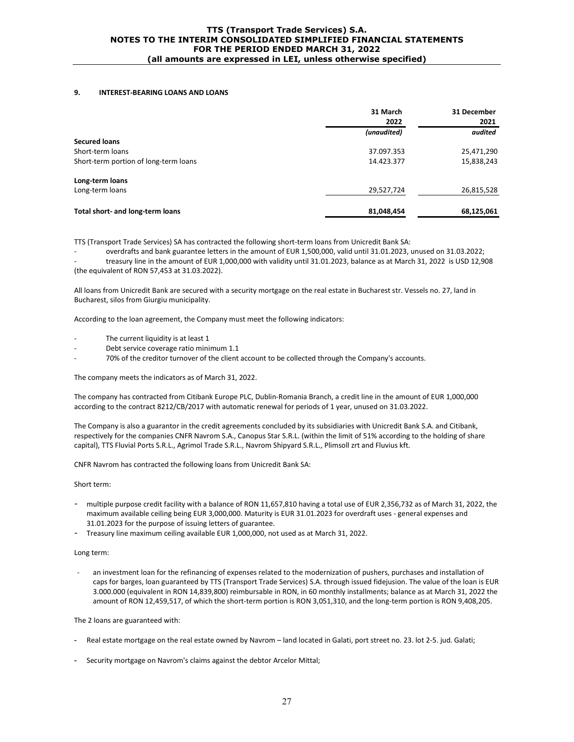## 9. INTEREST-BEARING LOANS AND LOANS

| | 31 March 2022 | 31 December 2021 |
|---|---|---|
| | *(unaudited)* | *audited* |
| **Secured loans** | | |
| Short-term loans | 37.097.353 | 25,471,290 |
| Short-term portion of long-term loans | 14.423.377 | 15,838,243 |
| **Long-term loans** | | |
| Long-term loans | 29,527,724 | 26,815,528 |
| **Total short- and long-term loans** | **81,048,454** | **68,125,061** |

TTS (Transport Trade Services) SA has contracted the following short-term loans from Unicredit Bank SA:

- overdrafts and bank guarantee letters in the amount of EUR 1,500,000, valid until 31.01.2023, unused on 31.03.2022;
- treasury line in the amount of EUR 1,000,000 with validity until 31.01.2023, balance as at March 31, 2022 is USD 12,908 (the equivalent of RON 57,453 at 31.03.2022).

All loans from Unicredit Bank are secured with a security mortgage on the real estate in Bucharest str. Vessels no. 27, land in Bucharest, silos from Giurgiu municipality.

According to the loan agreement, the Company must meet the following indicators:

- The current liquidity is at least 1
- Debt service coverage ratio minimum 1.1
- 70% of the creditor turnover of the client account to be collected through the Company's accounts.

The company meets the indicators as of March 31, 2022.

The company has contracted from Citibank Europe PLC, Dublin-Romania Branch, a credit line in the amount of EUR 1,000,000 according to the contract 8212/CB/2017 with automatic renewal for periods of 1 year, unused on 31.03.2022.

The Company is also a guarantor in the credit agreements concluded by its subsidiaries with Unicredit Bank S.A. and Citibank, respectively for the companies CNFR Navrom S.A., Canopus Star S.R.L. (within the limit of 51% according to the holding of share capital), TTS Fluvial Ports S.R.L., Agrimol Trade S.R.L., Navrom Shipyard S.R.L., Plimsoll zrt and Fluvius kft.

CNFR Navrom has contracted the following loans from Unicredit Bank SA:

Short term:

- multiple purpose credit facility with a balance of RON 11,657,810 having a total use of EUR 2,356,732 as of March 31, 2022, the maximum available ceiling being EUR 3,000,000. Maturity is EUR 31.01.2023 for overdraft uses - general expenses and 31.01.2023 for the purpose of issuing letters of guarantee.
- Treasury line maximum ceiling available EUR 1,000,000, not used as at March 31, 2022.

Long term:

- an investment loan for the refinancing of expenses related to the modernization of pushers, purchases and installation of caps for barges, loan guaranteed by TTS (Transport Trade Services) S.A. through issued fidejusion. The value of the loan is EUR 3.000.000 (equivalent in RON 14,839,800) reimbursable in RON, in 60 monthly installments; balance as at March 31, 2022 the amount of RON 12,459,517, of which the short-term portion is RON 3,051,310, and the long-term portion is RON 9,408,205.

The 2 loans are guaranteed with:

- Real estate mortgage on the real estate owned by Navrom – land located in Galati, port street no. 23. lot 2-5. jud. Galati;
- Security mortgage on Navrom's claims against the debtor Arcelor Mittal;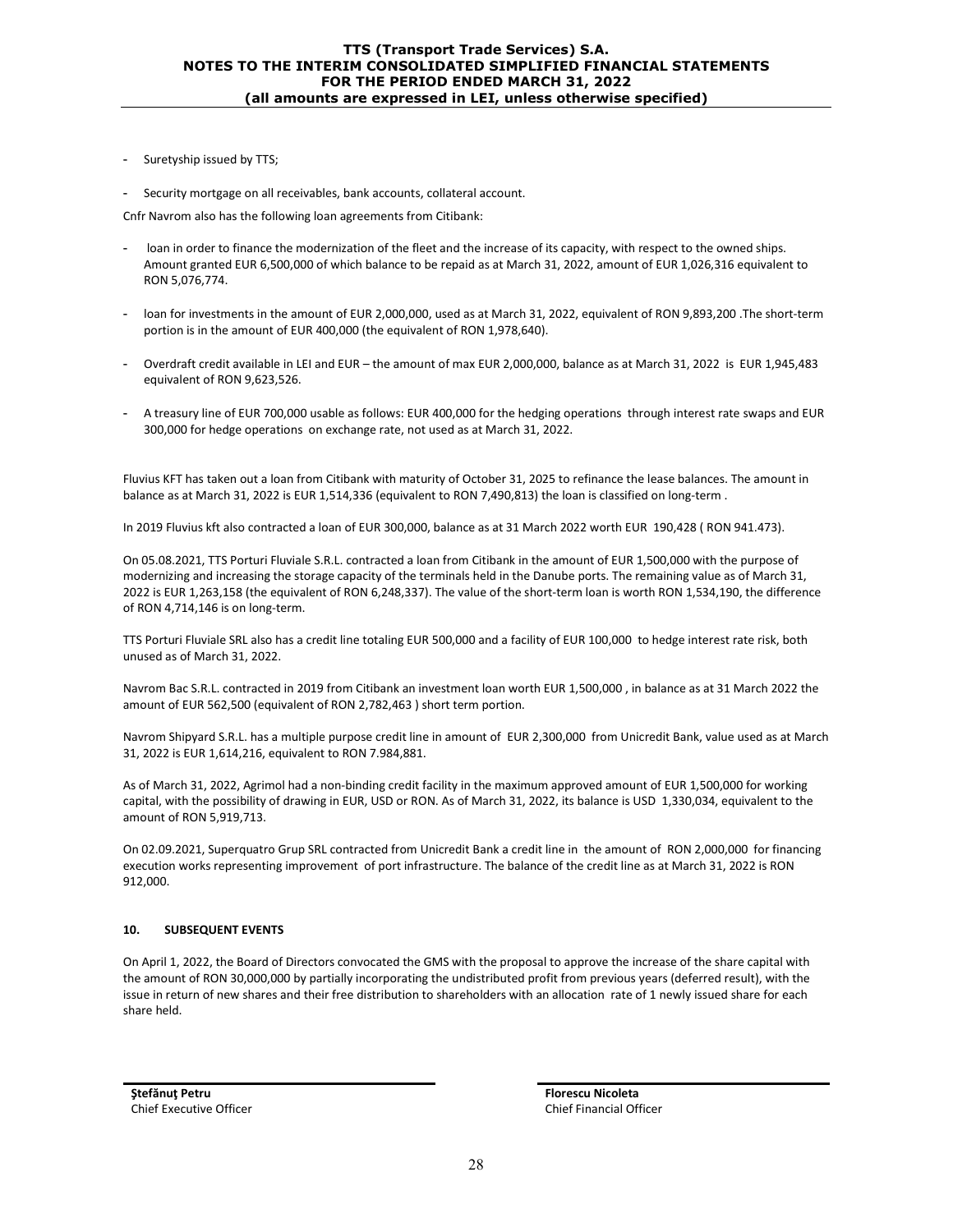- Suretyship issued by TTS;
- Security mortgage on all receivables, bank accounts, collateral account.

Cnfr Navrom also has the following loan agreements from Citibank:

- loan in order to finance the modernization of the fleet and the increase of its capacity, with respect to the owned ships. Amount granted EUR 6,500,000 of which balance to be repaid as at March 31, 2022, amount of EUR 1,026,316 equivalent to RON 5,076,774.
- loan for investments in the amount of EUR 2,000,000, used as at March 31, 2022, equivalent of RON 9,893,200 .The short-term portion is in the amount of EUR 400,000 (the equivalent of RON 1,978,640).
- Overdraft credit available in LEI and EUR – the amount of max EUR 2,000,000, balance as at March 31, 2022 is EUR 1,945,483 equivalent of RON 9,623,526.
- A treasury line of EUR 700,000 usable as follows: EUR 400,000 for the hedging operations through interest rate swaps and EUR 300,000 for hedge operations on exchange rate, not used as at March 31, 2022.

Fluvius KFT has taken out a loan from Citibank with maturity of October 31, 2025 to refinance the lease balances. The amount in balance as at March 31, 2022 is EUR 1,514,336 (equivalent to RON 7,490,813) the loan is classified on long-term .

In 2019 Fluvius kft also contracted a loan of EUR 300,000, balance as at 31 March 2022 worth EUR 190,428 ( RON 941.473).

On 05.08.2021, TTS Porturi Fluviale S.R.L. contracted a loan from Citibank in the amount of EUR 1,500,000 with the purpose of modernizing and increasing the storage capacity of the terminals held in the Danube ports. The remaining value as of March 31, 2022 is EUR 1,263,158 (the equivalent of RON 6,248,337). The value of the short-term loan is worth RON 1,534,190, the difference of RON 4,714,146 is on long-term.

TTS Porturi Fluviale SRL also has a credit line totaling EUR 500,000 and a facility of EUR 100,000 to hedge interest rate risk, both unused as of March 31, 2022.

Navrom Bac S.R.L. contracted in 2019 from Citibank an investment loan worth EUR 1,500,000 , in balance as at 31 March 2022 the amount of EUR 562,500 (equivalent of RON 2,782,463 ) short term portion.

Navrom Shipyard S.R.L. has a multiple purpose credit line in amount of EUR 2,300,000 from Unicredit Bank, value used as at March 31, 2022 is EUR 1,614,216, equivalent to RON 7.984,881.

As of March 31, 2022, Agrimol had a non-binding credit facility in the maximum approved amount of EUR 1,500,000 for working capital, with the possibility of drawing in EUR, USD or RON. As of March 31, 2022, its balance is USD 1,330,034, equivalent to the amount of RON 5,919,713.

On 02.09.2021, Superquatro Grup SRL contracted from Unicredit Bank a credit line in the amount of RON 2,000,000 for financing execution works representing improvement of port infrastructure. The balance of the credit line as at March 31, 2022 is RON 912,000.

## 10. SUBSEQUENT EVENTS

On April 1, 2022, the Board of Directors convocated the GMS with the proposal to approve the increase of the share capital with the amount of RON 30,000,000 by partially incorporating the undistributed profit from previous years (deferred result), with the issue in return of new shares and their free distribution to shareholders with an allocation rate of 1 newly issued share for each share held.

**Ştefănuţ Petru**
Chief Executive Officer

**Florescu Nicoleta**
Chief Financial Officer